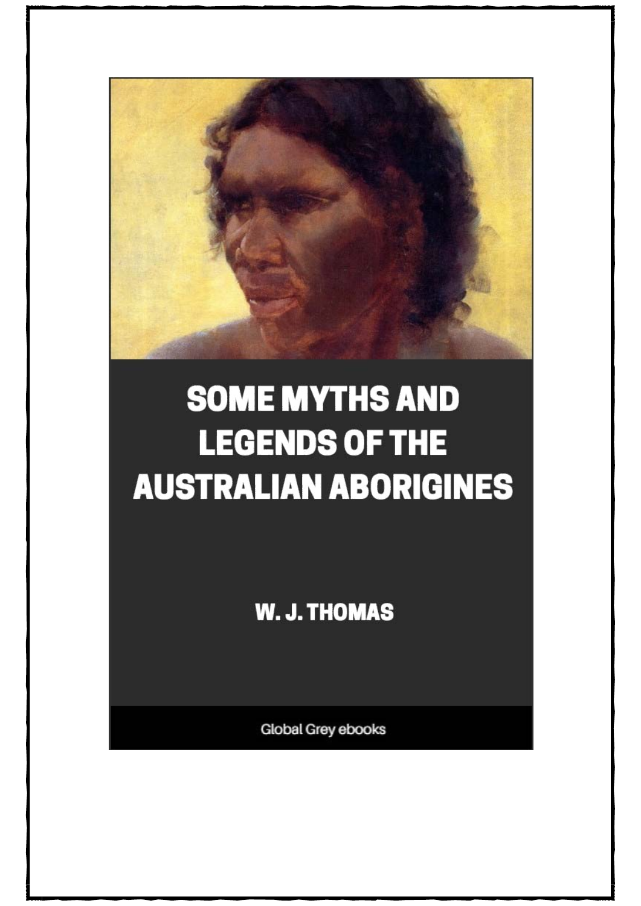# SOME MYTHS AND LEGENDS OF THE AUSTRALIAN ABORIGINES

W. J. THOMAS

Global Grey ebooks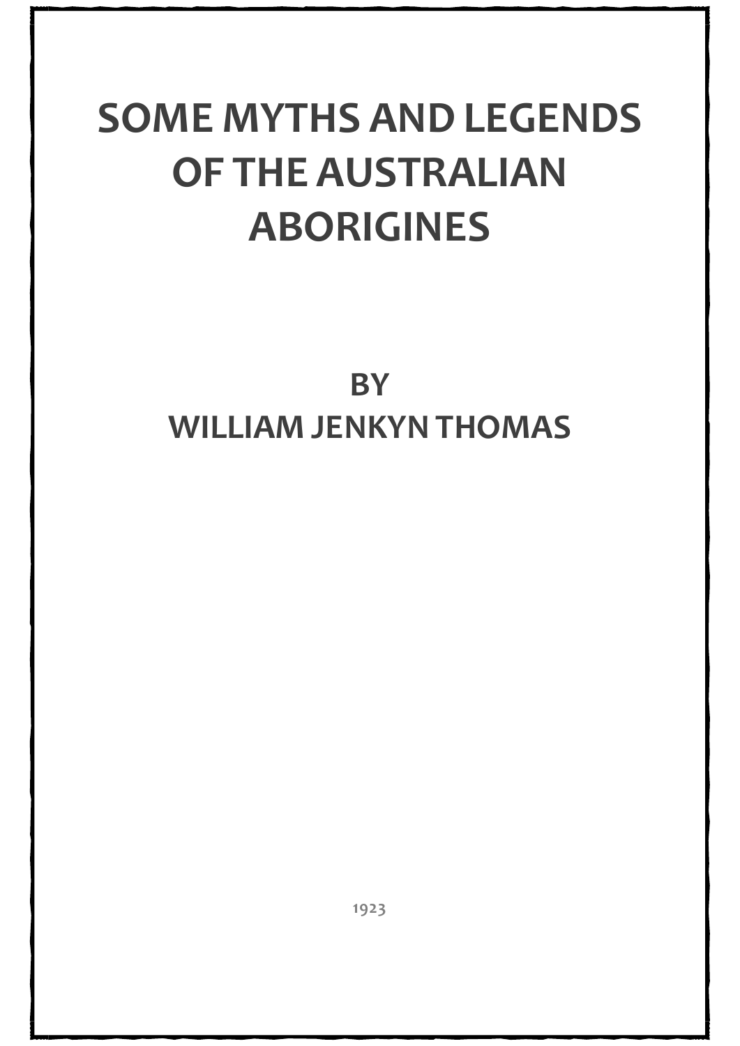# SOME MYTHS AND LEGENDS OF THE AUSTRALIAN ABORIGINES

## BY
## WILLIAM JENKYN THOMAS

1923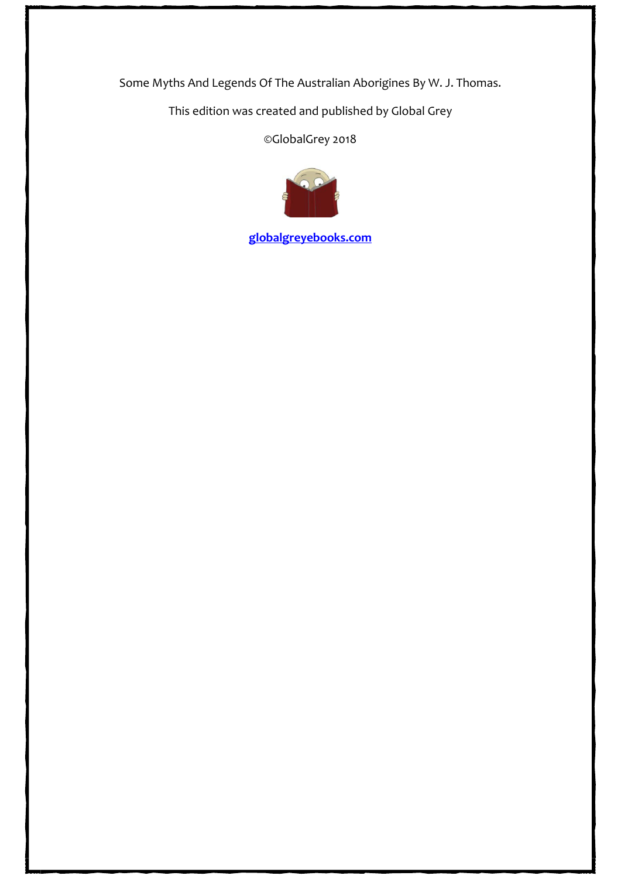Some Myths And Legends Of The Australian Aborigines By W. J. Thomas.

This edition was created and published by Global Grey

©GlobalGrey 2018

**globalgreyebooks.com**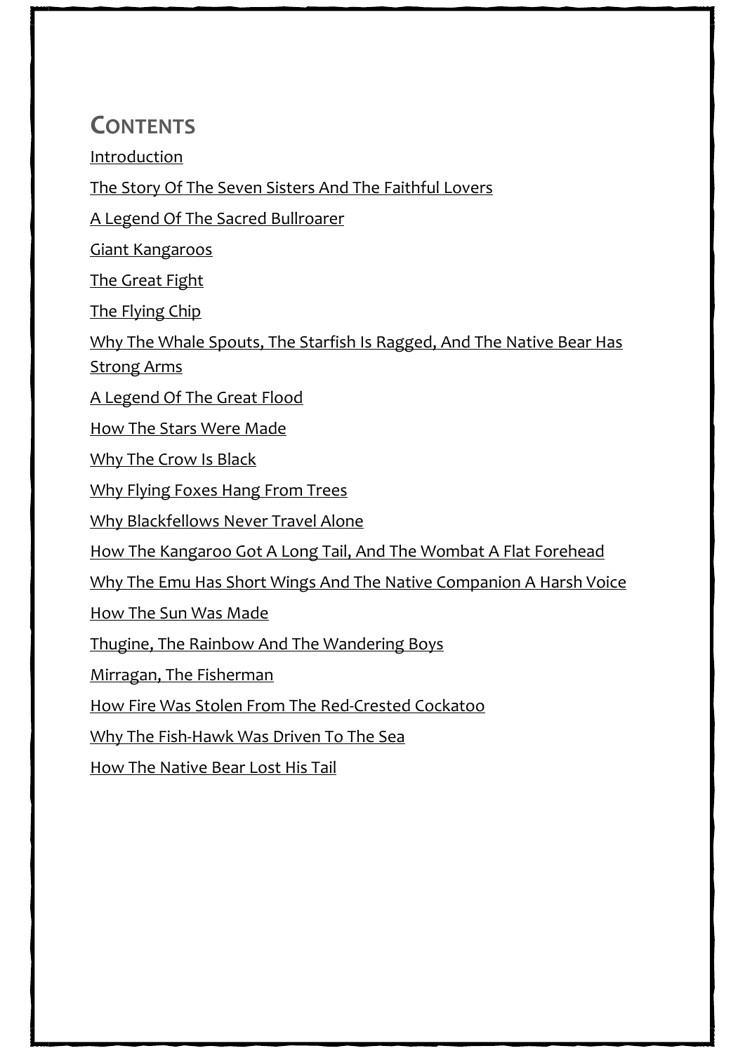## Contents

Introduction

The Story Of The Seven Sisters And The Faithful Lovers

A Legend Of The Sacred Bullroarer

Giant Kangaroos

The Great Fight

The Flying Chip

Why The Whale Spouts, The Starfish Is Ragged, And The Native Bear Has Strong Arms

A Legend Of The Great Flood

How The Stars Were Made

Why The Crow Is Black

Why Flying Foxes Hang From Trees

Why Blackfellows Never Travel Alone

How The Kangaroo Got A Long Tail, And The Wombat A Flat Forehead

Why The Emu Has Short Wings And The Native Companion A Harsh Voice

How The Sun Was Made

Thugine, The Rainbow And The Wandering Boys

Mirragan, The Fisherman

How Fire Was Stolen From The Red-Crested Cockatoo

Why The Fish-Hawk Was Driven To The Sea

How The Native Bear Lost His Tail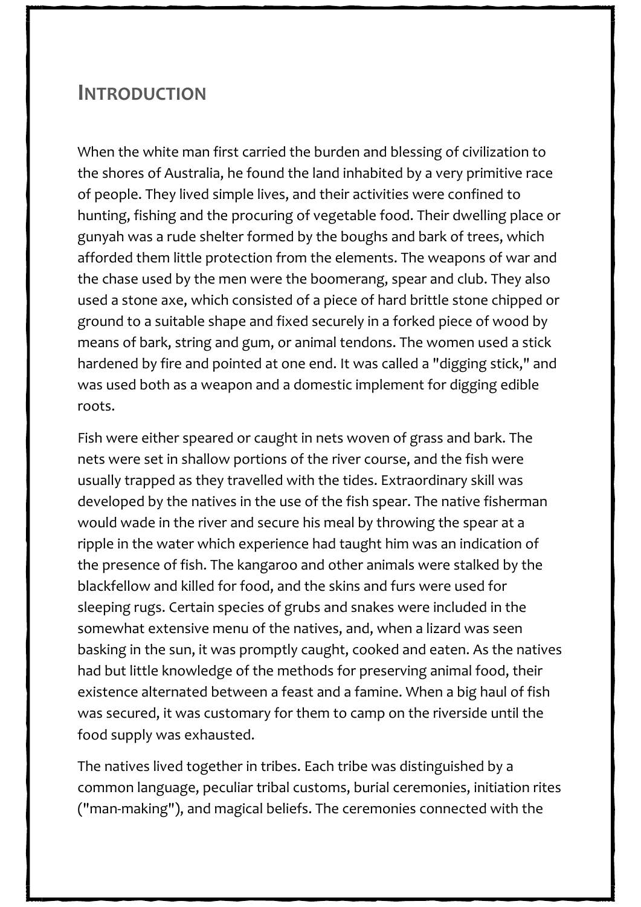## Introduction

When the white man first carried the burden and blessing of civilization to the shores of Australia, he found the land inhabited by a very primitive race of people. They lived simple lives, and their activities were confined to hunting, fishing and the procuring of vegetable food. Their dwelling place or gunyah was a rude shelter formed by the boughs and bark of trees, which afforded them little protection from the elements. The weapons of war and the chase used by the men were the boomerang, spear and club. They also used a stone axe, which consisted of a piece of hard brittle stone chipped or ground to a suitable shape and fixed securely in a forked piece of wood by means of bark, string and gum, or animal tendons. The women used a stick hardened by fire and pointed at one end. It was called a "digging stick," and was used both as a weapon and a domestic implement for digging edible roots.

Fish were either speared or caught in nets woven of grass and bark. The nets were set in shallow portions of the river course, and the fish were usually trapped as they travelled with the tides. Extraordinary skill was developed by the natives in the use of the fish spear. The native fisherman would wade in the river and secure his meal by throwing the spear at a ripple in the water which experience had taught him was an indication of the presence of fish. The kangaroo and other animals were stalked by the blackfellow and killed for food, and the skins and furs were used for sleeping rugs. Certain species of grubs and snakes were included in the somewhat extensive menu of the natives, and, when a lizard was seen basking in the sun, it was promptly caught, cooked and eaten. As the natives had but little knowledge of the methods for preserving animal food, their existence alternated between a feast and a famine. When a big haul of fish was secured, it was customary for them to camp on the riverside until the food supply was exhausted.

The natives lived together in tribes. Each tribe was distinguished by a common language, peculiar tribal customs, burial ceremonies, initiation rites ("man-making"), and magical beliefs. The ceremonies connected with the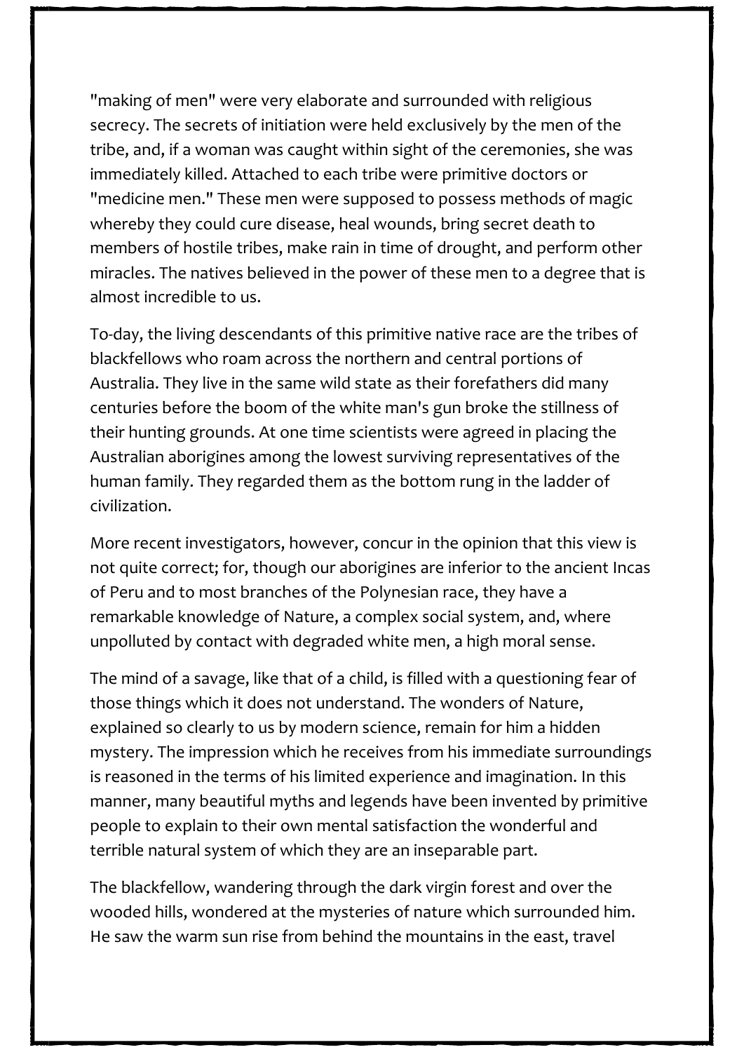"making of men" were very elaborate and surrounded with religious secrecy. The secrets of initiation were held exclusively by the men of the tribe, and, if a woman was caught within sight of the ceremonies, she was immediately killed. Attached to each tribe were primitive doctors or "medicine men." These men were supposed to possess methods of magic whereby they could cure disease, heal wounds, bring secret death to members of hostile tribes, make rain in time of drought, and perform other miracles. The natives believed in the power of these men to a degree that is almost incredible to us.

To-day, the living descendants of this primitive native race are the tribes of blackfellows who roam across the northern and central portions of Australia. They live in the same wild state as their forefathers did many centuries before the boom of the white man's gun broke the stillness of their hunting grounds. At one time scientists were agreed in placing the Australian aborigines among the lowest surviving representatives of the human family. They regarded them as the bottom rung in the ladder of civilization.

More recent investigators, however, concur in the opinion that this view is not quite correct; for, though our aborigines are inferior to the ancient Incas of Peru and to most branches of the Polynesian race, they have a remarkable knowledge of Nature, a complex social system, and, where unpolluted by contact with degraded white men, a high moral sense.

The mind of a savage, like that of a child, is filled with a questioning fear of those things which it does not understand. The wonders of Nature, explained so clearly to us by modern science, remain for him a hidden mystery. The impression which he receives from his immediate surroundings is reasoned in the terms of his limited experience and imagination. In this manner, many beautiful myths and legends have been invented by primitive people to explain to their own mental satisfaction the wonderful and terrible natural system of which they are an inseparable part.

The blackfellow, wandering through the dark virgin forest and over the wooded hills, wondered at the mysteries of nature which surrounded him. He saw the warm sun rise from behind the mountains in the east, travel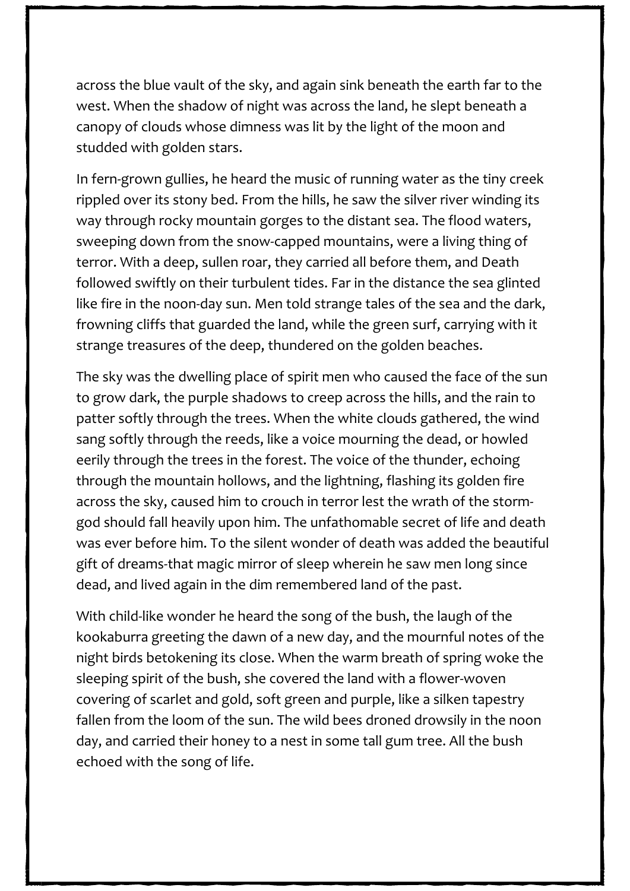across the blue vault of the sky, and again sink beneath the earth far to the west. When the shadow of night was across the land, he slept beneath a canopy of clouds whose dimness was lit by the light of the moon and studded with golden stars.

In fern-grown gullies, he heard the music of running water as the tiny creek rippled over its stony bed. From the hills, he saw the silver river winding its way through rocky mountain gorges to the distant sea. The flood waters, sweeping down from the snow-capped mountains, were a living thing of terror. With a deep, sullen roar, they carried all before them, and Death followed swiftly on their turbulent tides. Far in the distance the sea glinted like fire in the noon-day sun. Men told strange tales of the sea and the dark, frowning cliffs that guarded the land, while the green surf, carrying with it strange treasures of the deep, thundered on the golden beaches.

The sky was the dwelling place of spirit men who caused the face of the sun to grow dark, the purple shadows to creep across the hills, and the rain to patter softly through the trees. When the white clouds gathered, the wind sang softly through the reeds, like a voice mourning the dead, or howled eerily through the trees in the forest. The voice of the thunder, echoing through the mountain hollows, and the lightning, flashing its golden fire across the sky, caused him to crouch in terror lest the wrath of the storm-god should fall heavily upon him. The unfathomable secret of life and death was ever before him. To the silent wonder of death was added the beautiful gift of dreams-that magic mirror of sleep wherein he saw men long since dead, and lived again in the dim remembered land of the past.

With child-like wonder he heard the song of the bush, the laugh of the kookaburra greeting the dawn of a new day, and the mournful notes of the night birds betokening its close. When the warm breath of spring woke the sleeping spirit of the bush, she covered the land with a flower-woven covering of scarlet and gold, soft green and purple, like a silken tapestry fallen from the loom of the sun. The wild bees droned drowsily in the noon day, and carried their honey to a nest in some tall gum tree. All the bush echoed with the song of life.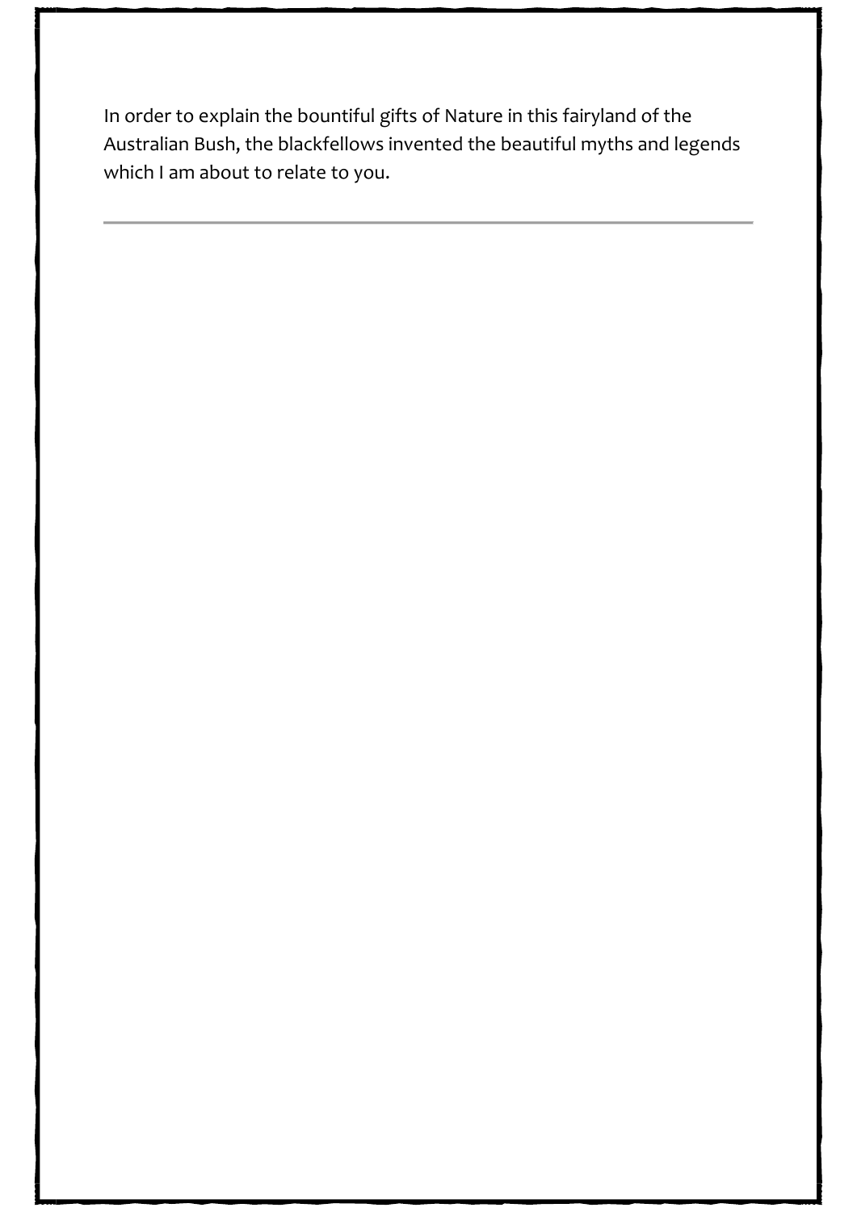In order to explain the bountiful gifts of Nature in this fairyland of the Australian Bush, the blackfellows invented the beautiful myths and legends which I am about to relate to you.

---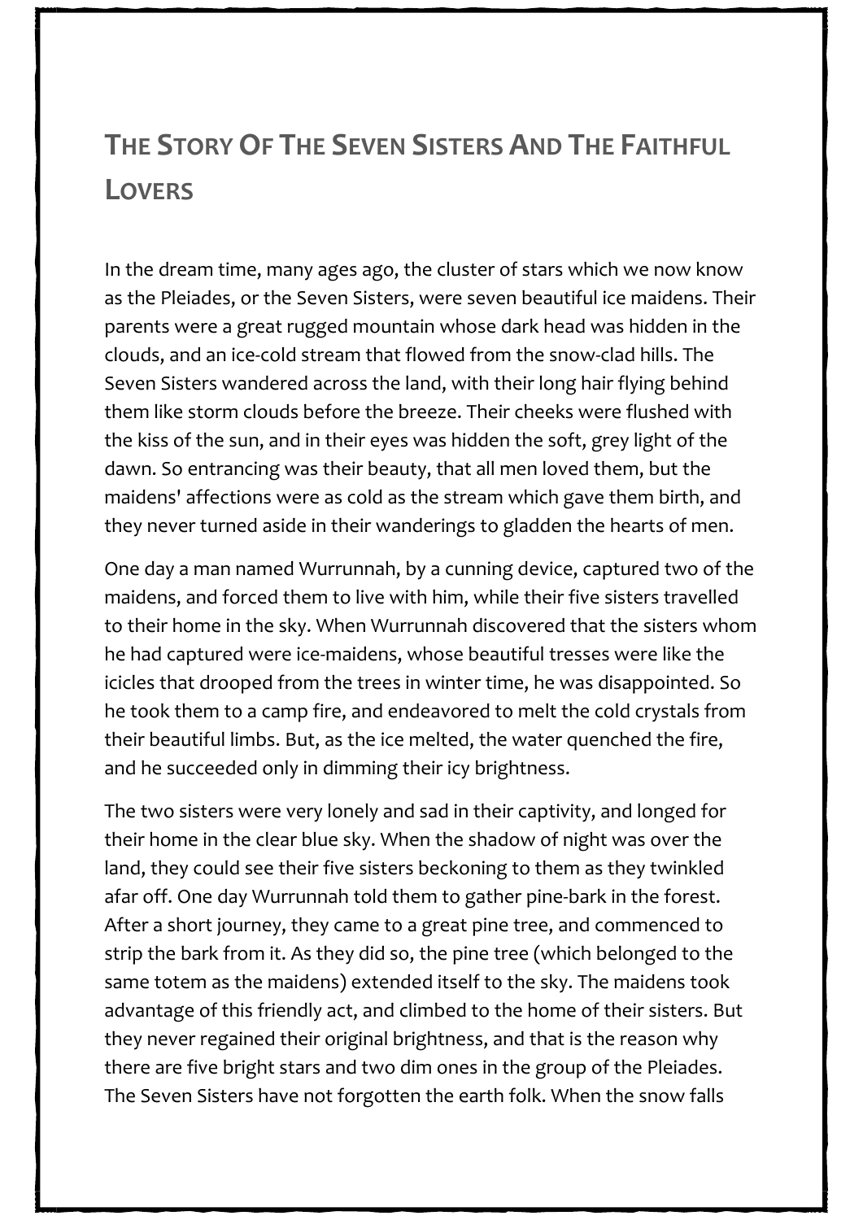## The Story Of The Seven Sisters And The Faithful Lovers

In the dream time, many ages ago, the cluster of stars which we now know as the Pleiades, or the Seven Sisters, were seven beautiful ice maidens. Their parents were a great rugged mountain whose dark head was hidden in the clouds, and an ice-cold stream that flowed from the snow-clad hills. The Seven Sisters wandered across the land, with their long hair flying behind them like storm clouds before the breeze. Their cheeks were flushed with the kiss of the sun, and in their eyes was hidden the soft, grey light of the dawn. So entrancing was their beauty, that all men loved them, but the maidens' affections were as cold as the stream which gave them birth, and they never turned aside in their wanderings to gladden the hearts of men.

One day a man named Wurrunnah, by a cunning device, captured two of the maidens, and forced them to live with him, while their five sisters travelled to their home in the sky. When Wurrunnah discovered that the sisters whom he had captured were ice-maidens, whose beautiful tresses were like the icicles that drooped from the trees in winter time, he was disappointed. So he took them to a camp fire, and endeavored to melt the cold crystals from their beautiful limbs. But, as the ice melted, the water quenched the fire, and he succeeded only in dimming their icy brightness.

The two sisters were very lonely and sad in their captivity, and longed for their home in the clear blue sky. When the shadow of night was over the land, they could see their five sisters beckoning to them as they twinkled afar off. One day Wurrunnah told them to gather pine-bark in the forest. After a short journey, they came to a great pine tree, and commenced to strip the bark from it. As they did so, the pine tree (which belonged to the same totem as the maidens) extended itself to the sky. The maidens took advantage of this friendly act, and climbed to the home of their sisters. But they never regained their original brightness, and that is the reason why there are five bright stars and two dim ones in the group of the Pleiades. The Seven Sisters have not forgotten the earth folk. When the snow falls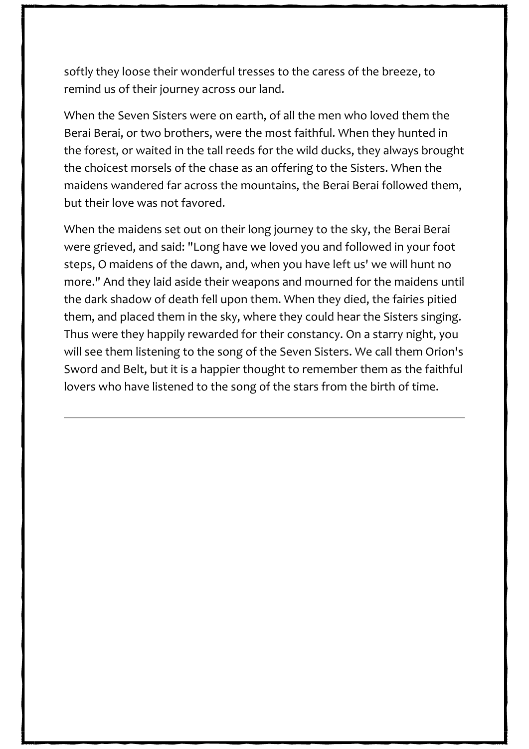softly they loose their wonderful tresses to the caress of the breeze, to remind us of their journey across our land.

When the Seven Sisters were on earth, of all the men who loved them the Berai Berai, or two brothers, were the most faithful. When they hunted in the forest, or waited in the tall reeds for the wild ducks, they always brought the choicest morsels of the chase as an offering to the Sisters. When the maidens wandered far across the mountains, the Berai Berai followed them, but their love was not favored.

When the maidens set out on their long journey to the sky, the Berai Berai were grieved, and said: "Long have we loved you and followed in your foot steps, O maidens of the dawn, and, when you have left us' we will hunt no more." And they laid aside their weapons and mourned for the maidens until the dark shadow of death fell upon them. When they died, the fairies pitied them, and placed them in the sky, where they could hear the Sisters singing. Thus were they happily rewarded for their constancy. On a starry night, you will see them listening to the song of the Seven Sisters. We call them Orion's Sword and Belt, but it is a happier thought to remember them as the faithful lovers who have listened to the song of the stars from the birth of time.

---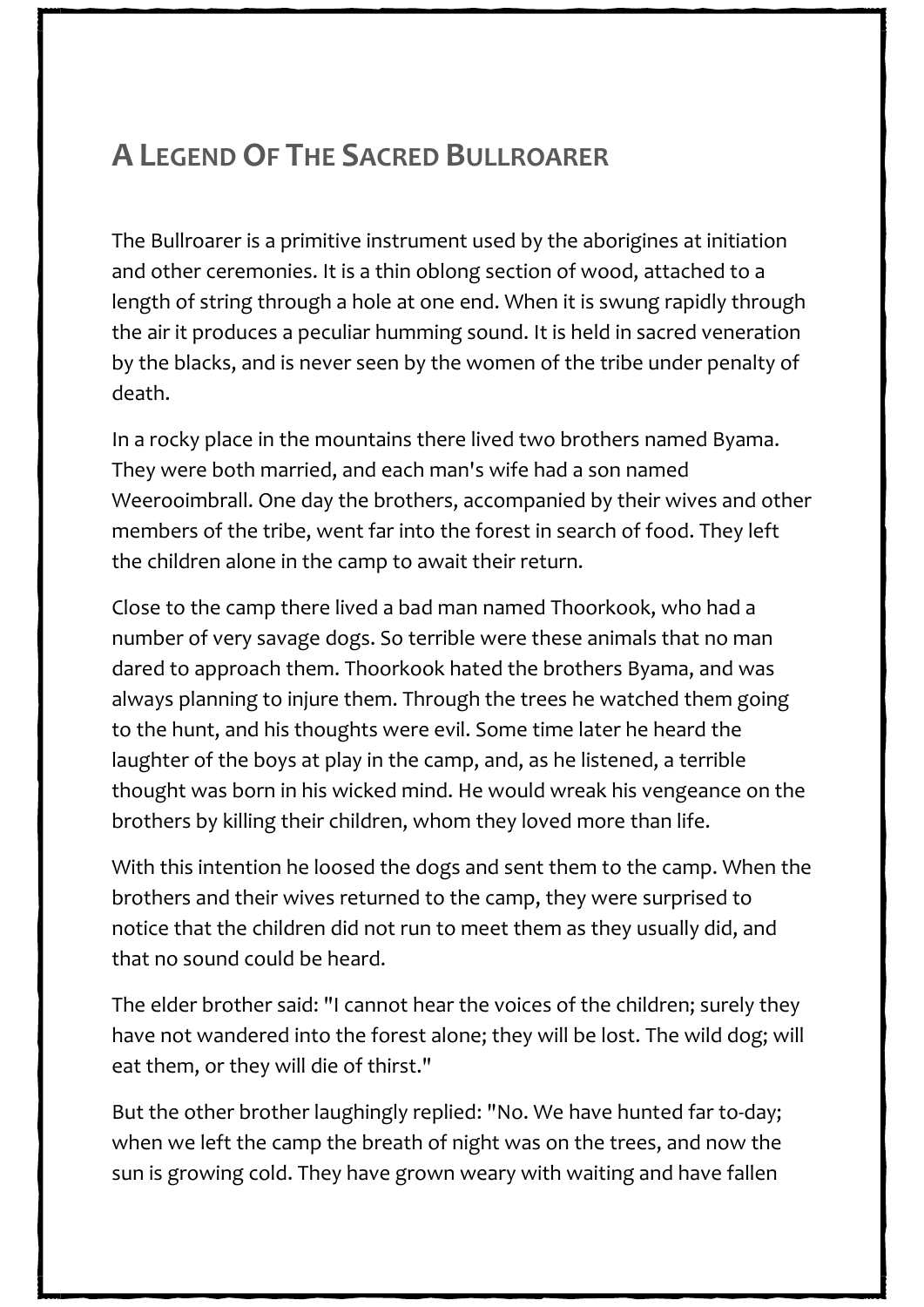## A Legend Of The Sacred Bullroarer

The Bullroarer is a primitive instrument used by the aborigines at initiation and other ceremonies. It is a thin oblong section of wood, attached to a length of string through a hole at one end. When it is swung rapidly through the air it produces a peculiar humming sound. It is held in sacred veneration by the blacks, and is never seen by the women of the tribe under penalty of death.

In a rocky place in the mountains there lived two brothers named Byama. They were both married, and each man's wife had a son named Weerooimbrall. One day the brothers, accompanied by their wives and other members of the tribe, went far into the forest in search of food. They left the children alone in the camp to await their return.

Close to the camp there lived a bad man named Thoorkook, who had a number of very savage dogs. So terrible were these animals that no man dared to approach them. Thoorkook hated the brothers Byama, and was always planning to injure them. Through the trees he watched them going to the hunt, and his thoughts were evil. Some time later he heard the laughter of the boys at play in the camp, and, as he listened, a terrible thought was born in his wicked mind. He would wreak his vengeance on the brothers by killing their children, whom they loved more than life.

With this intention he loosed the dogs and sent them to the camp. When the brothers and their wives returned to the camp, they were surprised to notice that the children did not run to meet them as they usually did, and that no sound could be heard.

The elder brother said: "I cannot hear the voices of the children; surely they have not wandered into the forest alone; they will be lost. The wild dog; will eat them, or they will die of thirst."

But the other brother laughingly replied: "No. We have hunted far to-day; when we left the camp the breath of night was on the trees, and now the sun is growing cold. They have grown weary with waiting and have fallen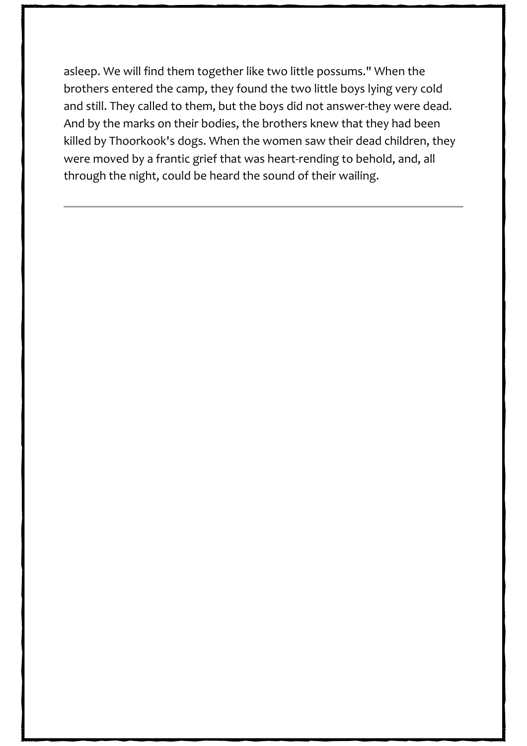asleep. We will find them together like two little possums." When the brothers entered the camp, they found the two little boys lying very cold and still. They called to them, but the boys did not answer-they were dead. And by the marks on their bodies, the brothers knew that they had been killed by Thoorkook's dogs. When the women saw their dead children, they were moved by a frantic grief that was heart-rending to behold, and, all through the night, could be heard the sound of their wailing.

---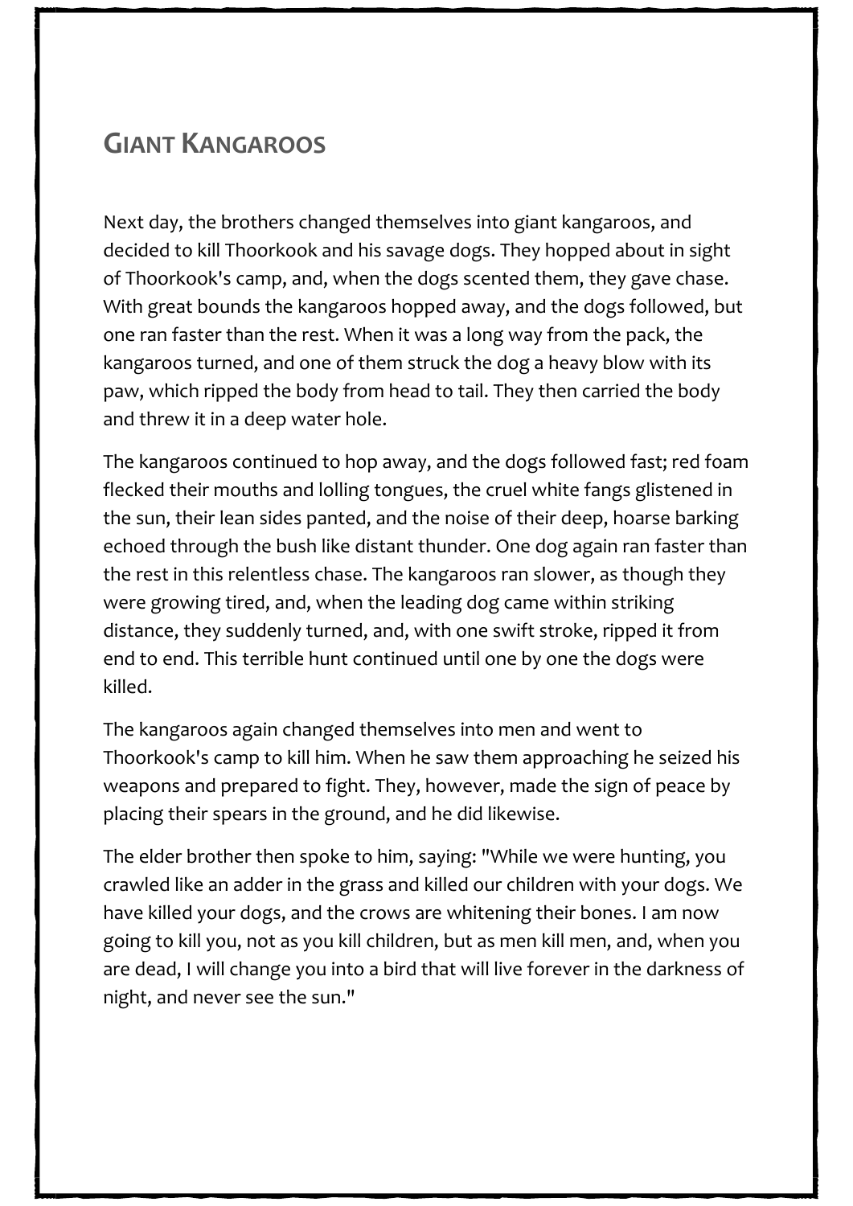## GIANT KANGAROOS

Next day, the brothers changed themselves into giant kangaroos, and decided to kill Thoorkook and his savage dogs. They hopped about in sight of Thoorkook's camp, and, when the dogs scented them, they gave chase. With great bounds the kangaroos hopped away, and the dogs followed, but one ran faster than the rest. When it was a long way from the pack, the kangaroos turned, and one of them struck the dog a heavy blow with its paw, which ripped the body from head to tail. They then carried the body and threw it in a deep water hole.

The kangaroos continued to hop away, and the dogs followed fast; red foam flecked their mouths and lolling tongues, the cruel white fangs glistened in the sun, their lean sides panted, and the noise of their deep, hoarse barking echoed through the bush like distant thunder. One dog again ran faster than the rest in this relentless chase. The kangaroos ran slower, as though they were growing tired, and, when the leading dog came within striking distance, they suddenly turned, and, with one swift stroke, ripped it from end to end. This terrible hunt continued until one by one the dogs were killed.

The kangaroos again changed themselves into men and went to Thoorkook's camp to kill him. When he saw them approaching he seized his weapons and prepared to fight. They, however, made the sign of peace by placing their spears in the ground, and he did likewise.

The elder brother then spoke to him, saying: "While we were hunting, you crawled like an adder in the grass and killed our children with your dogs. We have killed your dogs, and the crows are whitening their bones. I am now going to kill you, not as you kill children, but as men kill men, and, when you are dead, I will change you into a bird that will live forever in the darkness of night, and never see the sun."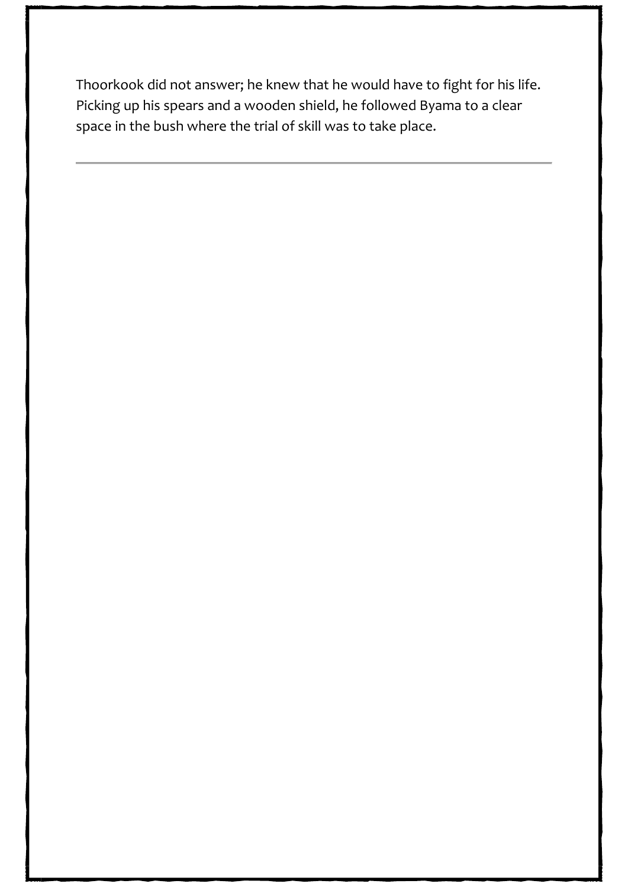Thoorkook did not answer; he knew that he would have to fight for his life. Picking up his spears and a wooden shield, he followed Byama to a clear space in the bush where the trial of skill was to take place.

---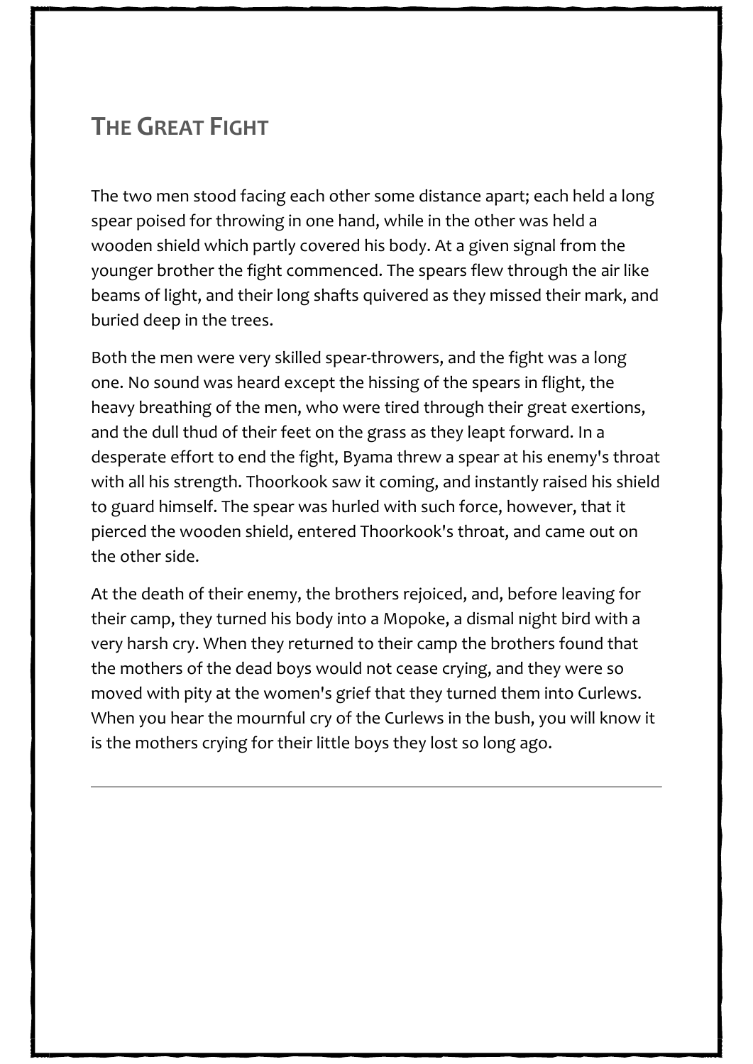## The Great Fight

The two men stood facing each other some distance apart; each held a long spear poised for throwing in one hand, while in the other was held a wooden shield which partly covered his body. At a given signal from the younger brother the fight commenced. The spears flew through the air like beams of light, and their long shafts quivered as they missed their mark, and buried deep in the trees.

Both the men were very skilled spear-throwers, and the fight was a long one. No sound was heard except the hissing of the spears in flight, the heavy breathing of the men, who were tired through their great exertions, and the dull thud of their feet on the grass as they leapt forward. In a desperate effort to end the fight, Byama threw a spear at his enemy's throat with all his strength. Thoorkook saw it coming, and instantly raised his shield to guard himself. The spear was hurled with such force, however, that it pierced the wooden shield, entered Thoorkook's throat, and came out on the other side.

At the death of their enemy, the brothers rejoiced, and, before leaving for their camp, they turned his body into a Mopoke, a dismal night bird with a very harsh cry. When they returned to their camp the brothers found that the mothers of the dead boys would not cease crying, and they were so moved with pity at the women's grief that they turned them into Curlews. When you hear the mournful cry of the Curlews in the bush, you will know it is the mothers crying for their little boys they lost so long ago.

---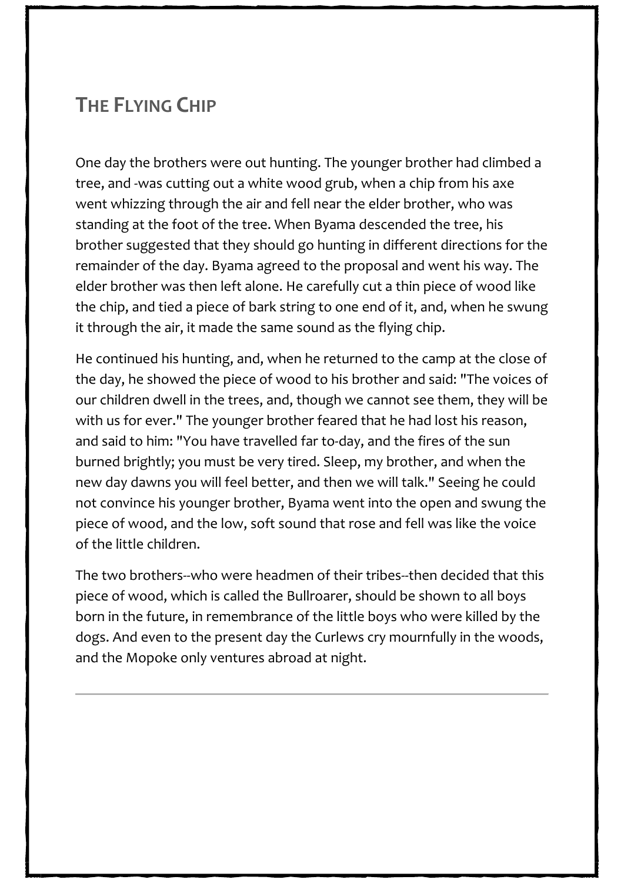## THE FLYING CHIP

One day the brothers were out hunting. The younger brother had climbed a tree, and -was cutting out a white wood grub, when a chip from his axe went whizzing through the air and fell near the elder brother, who was standing at the foot of the tree. When Byama descended the tree, his brother suggested that they should go hunting in different directions for the remainder of the day. Byama agreed to the proposal and went his way. The elder brother was then left alone. He carefully cut a thin piece of wood like the chip, and tied a piece of bark string to one end of it, and, when he swung it through the air, it made the same sound as the flying chip.

He continued his hunting, and, when he returned to the camp at the close of the day, he showed the piece of wood to his brother and said: "The voices of our children dwell in the trees, and, though we cannot see them, they will be with us for ever." The younger brother feared that he had lost his reason, and said to him: "You have travelled far to-day, and the fires of the sun burned brightly; you must be very tired. Sleep, my brother, and when the new day dawns you will feel better, and then we will talk." Seeing he could not convince his younger brother, Byama went into the open and swung the piece of wood, and the low, soft sound that rose and fell was like the voice of the little children.

The two brothers--who were headmen of their tribes--then decided that this piece of wood, which is called the Bullroarer, should be shown to all boys born in the future, in remembrance of the little boys who were killed by the dogs. And even to the present day the Curlews cry mournfully in the woods, and the Mopoke only ventures abroad at night.

---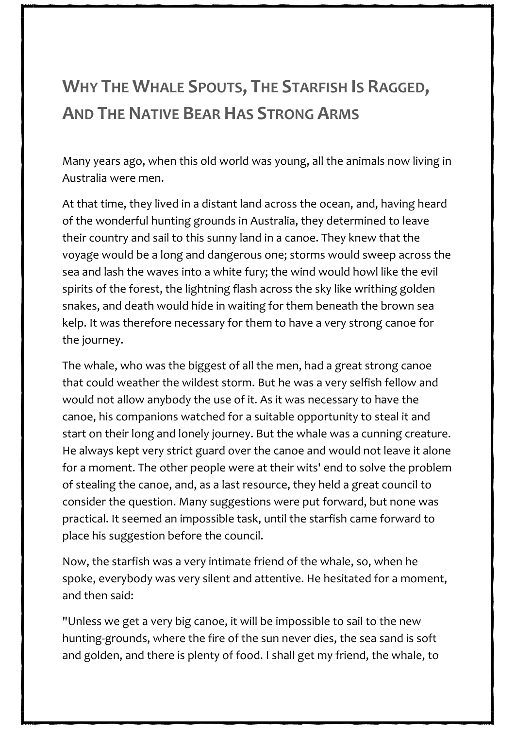# Why The Whale Spouts, The Starfish Is Ragged, And The Native Bear Has Strong Arms

Many years ago, when this old world was young, all the animals now living in Australia were men.

At that time, they lived in a distant land across the ocean, and, having heard of the wonderful hunting grounds in Australia, they determined to leave their country and sail to this sunny land in a canoe. They knew that the voyage would be a long and dangerous one; storms would sweep across the sea and lash the waves into a white fury; the wind would howl like the evil spirits of the forest, the lightning flash across the sky like writhing golden snakes, and death would hide in waiting for them beneath the brown sea kelp. It was therefore necessary for them to have a very strong canoe for the journey.

The whale, who was the biggest of all the men, had a great strong canoe that could weather the wildest storm. But he was a very selfish fellow and would not allow anybody the use of it. As it was necessary to have the canoe, his companions watched for a suitable opportunity to steal it and start on their long and lonely journey. But the whale was a cunning creature. He always kept very strict guard over the canoe and would not leave it alone for a moment. The other people were at their wits' end to solve the problem of stealing the canoe, and, as a last resource, they held a great council to consider the question. Many suggestions were put forward, but none was practical. It seemed an impossible task, until the starfish came forward to place his suggestion before the council.

Now, the starfish was a very intimate friend of the whale, so, when he spoke, everybody was very silent and attentive. He hesitated for a moment, and then said:

"Unless we get a very big canoe, it will be impossible to sail to the new hunting-grounds, where the fire of the sun never dies, the sea sand is soft and golden, and there is plenty of food. I shall get my friend, the whale, to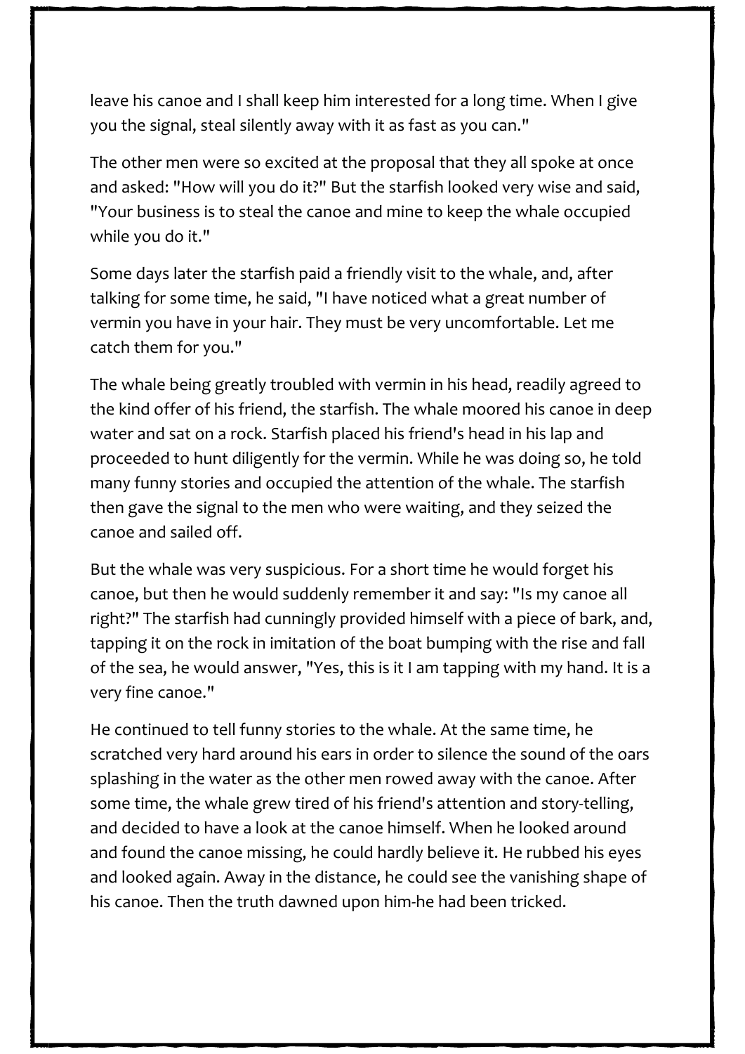leave his canoe and I shall keep him interested for a long time. When I give you the signal, steal silently away with it as fast as you can."

The other men were so excited at the proposal that they all spoke at once and asked: "How will you do it?" But the starfish looked very wise and said, "Your business is to steal the canoe and mine to keep the whale occupied while you do it."

Some days later the starfish paid a friendly visit to the whale, and, after talking for some time, he said, "I have noticed what a great number of vermin you have in your hair. They must be very uncomfortable. Let me catch them for you."

The whale being greatly troubled with vermin in his head, readily agreed to the kind offer of his friend, the starfish. The whale moored his canoe in deep water and sat on a rock. Starfish placed his friend's head in his lap and proceeded to hunt diligently for the vermin. While he was doing so, he told many funny stories and occupied the attention of the whale. The starfish then gave the signal to the men who were waiting, and they seized the canoe and sailed off.

But the whale was very suspicious. For a short time he would forget his canoe, but then he would suddenly remember it and say: "Is my canoe all right?" The starfish had cunningly provided himself with a piece of bark, and, tapping it on the rock in imitation of the boat bumping with the rise and fall of the sea, he would answer, "Yes, this is it I am tapping with my hand. It is a very fine canoe."

He continued to tell funny stories to the whale. At the same time, he scratched very hard around his ears in order to silence the sound of the oars splashing in the water as the other men rowed away with the canoe. After some time, the whale grew tired of his friend's attention and story-telling, and decided to have a look at the canoe himself. When he looked around and found the canoe missing, he could hardly believe it. He rubbed his eyes and looked again. Away in the distance, he could see the vanishing shape of his canoe. Then the truth dawned upon him-he had been tricked.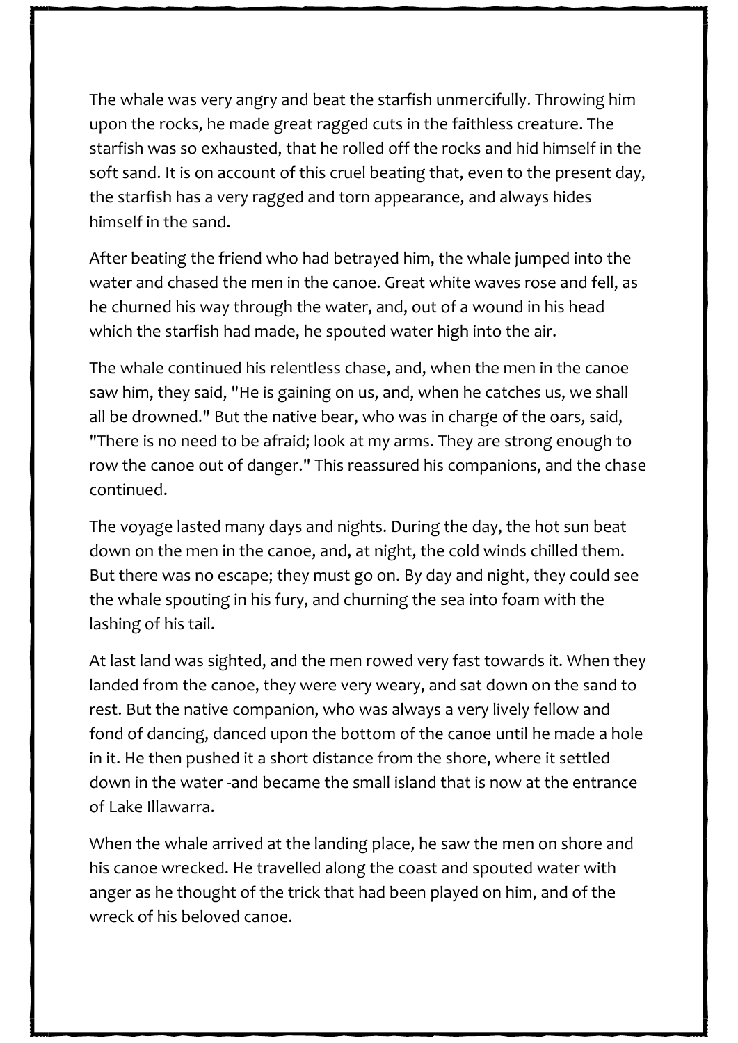The whale was very angry and beat the starfish unmercifully. Throwing him upon the rocks, he made great ragged cuts in the faithless creature. The starfish was so exhausted, that he rolled off the rocks and hid himself in the soft sand. It is on account of this cruel beating that, even to the present day, the starfish has a very ragged and torn appearance, and always hides himself in the sand.

After beating the friend who had betrayed him, the whale jumped into the water and chased the men in the canoe. Great white waves rose and fell, as he churned his way through the water, and, out of a wound in his head which the starfish had made, he spouted water high into the air.

The whale continued his relentless chase, and, when the men in the canoe saw him, they said, "He is gaining on us, and, when he catches us, we shall all be drowned." But the native bear, who was in charge of the oars, said, "There is no need to be afraid; look at my arms. They are strong enough to row the canoe out of danger." This reassured his companions, and the chase continued.

The voyage lasted many days and nights. During the day, the hot sun beat down on the men in the canoe, and, at night, the cold winds chilled them. But there was no escape; they must go on. By day and night, they could see the whale spouting in his fury, and churning the sea into foam with the lashing of his tail.

At last land was sighted, and the men rowed very fast towards it. When they landed from the canoe, they were very weary, and sat down on the sand to rest. But the native companion, who was always a very lively fellow and fond of dancing, danced upon the bottom of the canoe until he made a hole in it. He then pushed it a short distance from the shore, where it settled down in the water -and became the small island that is now at the entrance of Lake Illawarra.

When the whale arrived at the landing place, he saw the men on shore and his canoe wrecked. He travelled along the coast and spouted water with anger as he thought of the trick that had been played on him, and of the wreck of his beloved canoe.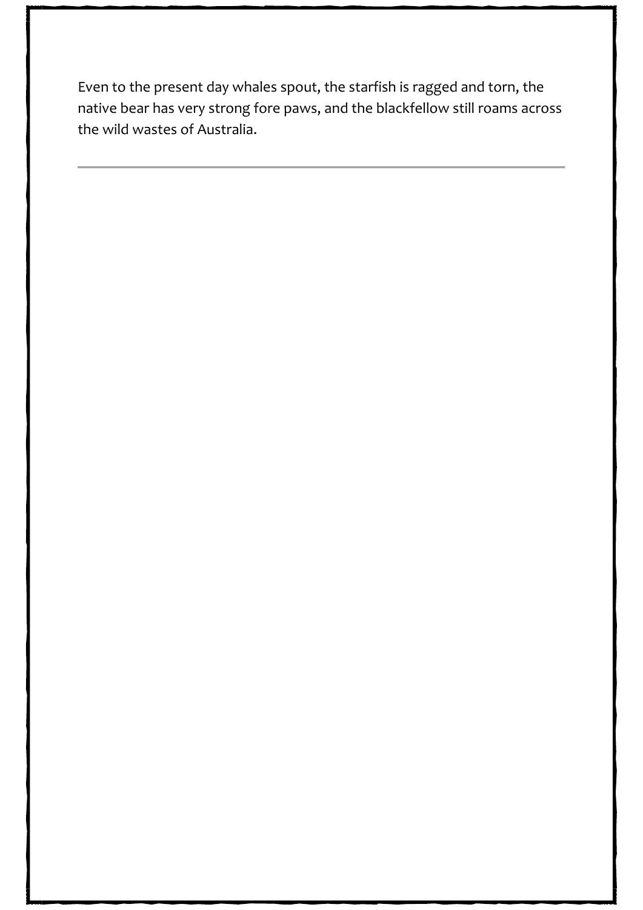Even to the present day whales spout, the starfish is ragged and torn, the native bear has very strong fore paws, and the blackfellow still roams across the wild wastes of Australia.

---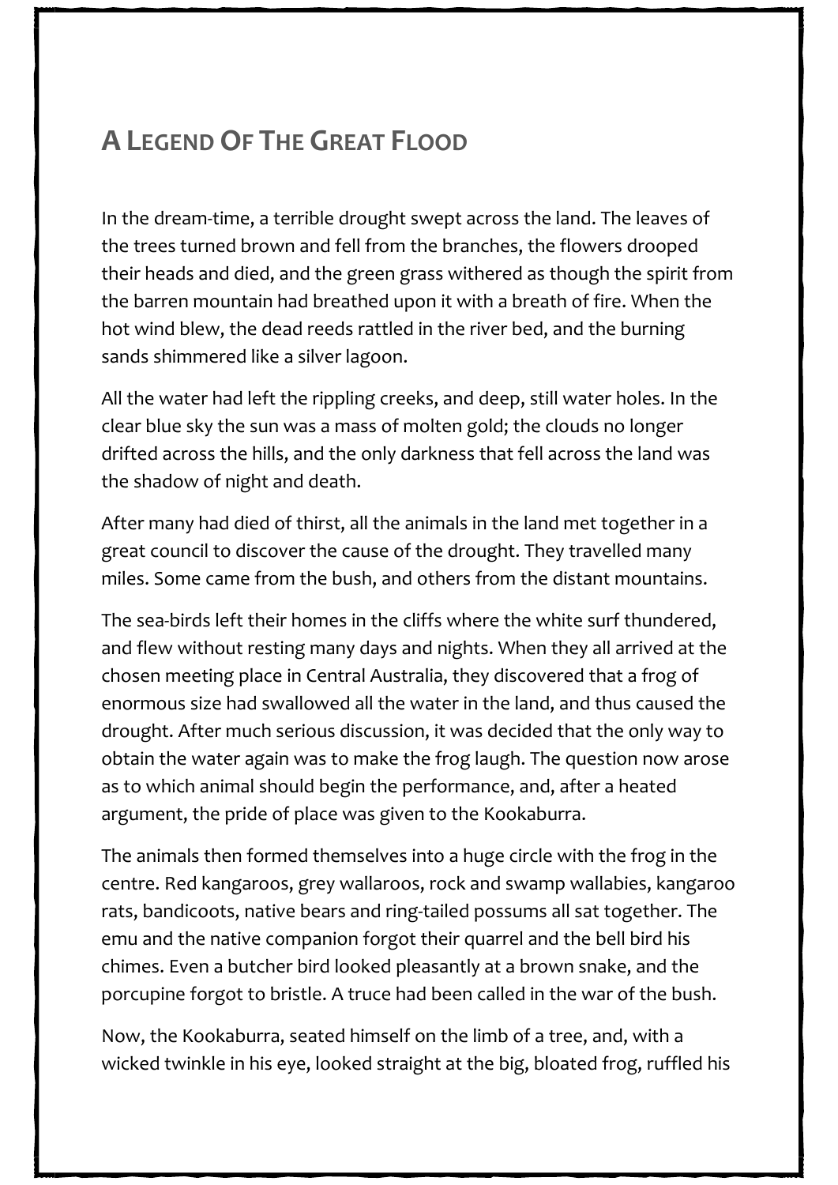## A Legend Of The Great Flood

In the dream-time, a terrible drought swept across the land. The leaves of the trees turned brown and fell from the branches, the flowers drooped their heads and died, and the green grass withered as though the spirit from the barren mountain had breathed upon it with a breath of fire. When the hot wind blew, the dead reeds rattled in the river bed, and the burning sands shimmered like a silver lagoon.

All the water had left the rippling creeks, and deep, still water holes. In the clear blue sky the sun was a mass of molten gold; the clouds no longer drifted across the hills, and the only darkness that fell across the land was the shadow of night and death.

After many had died of thirst, all the animals in the land met together in a great council to discover the cause of the drought. They travelled many miles. Some came from the bush, and others from the distant mountains.

The sea-birds left their homes in the cliffs where the white surf thundered, and flew without resting many days and nights. When they all arrived at the chosen meeting place in Central Australia, they discovered that a frog of enormous size had swallowed all the water in the land, and thus caused the drought. After much serious discussion, it was decided that the only way to obtain the water again was to make the frog laugh. The question now arose as to which animal should begin the performance, and, after a heated argument, the pride of place was given to the Kookaburra.

The animals then formed themselves into a huge circle with the frog in the centre. Red kangaroos, grey wallaroos, rock and swamp wallabies, kangaroo rats, bandicoots, native bears and ring-tailed possums all sat together. The emu and the native companion forgot their quarrel and the bell bird his chimes. Even a butcher bird looked pleasantly at a brown snake, and the porcupine forgot to bristle. A truce had been called in the war of the bush.

Now, the Kookaburra, seated himself on the limb of a tree, and, with a wicked twinkle in his eye, looked straight at the big, bloated frog, ruffled his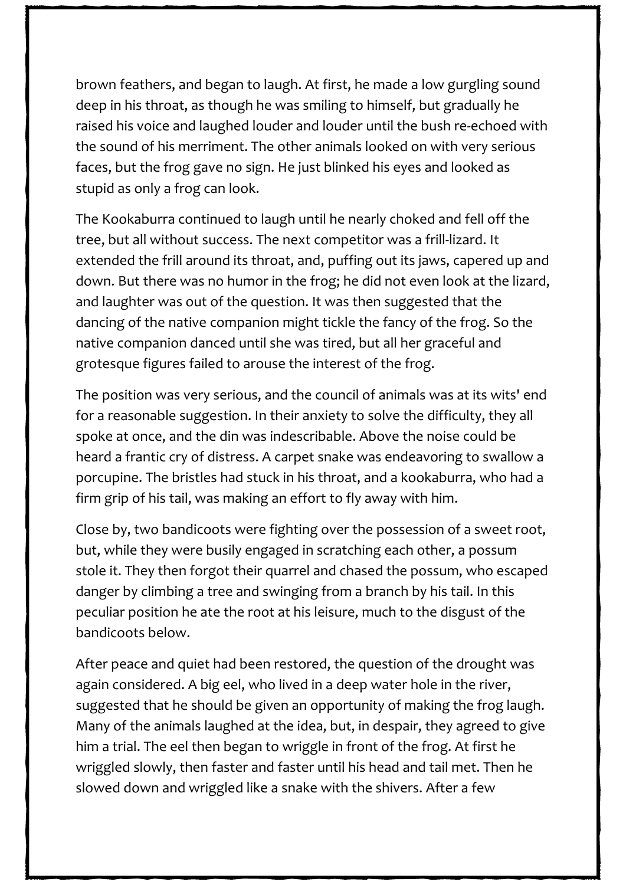brown feathers, and began to laugh. At first, he made a low gurgling sound deep in his throat, as though he was smiling to himself, but gradually he raised his voice and laughed louder and louder until the bush re-echoed with the sound of his merriment. The other animals looked on with very serious faces, but the frog gave no sign. He just blinked his eyes and looked as stupid as only a frog can look.

The Kookaburra continued to laugh until he nearly choked and fell off the tree, but all without success. The next competitor was a frill-lizard. It extended the frill around its throat, and, puffing out its jaws, capered up and down. But there was no humor in the frog; he did not even look at the lizard, and laughter was out of the question. It was then suggested that the dancing of the native companion might tickle the fancy of the frog. So the native companion danced until she was tired, but all her graceful and grotesque figures failed to arouse the interest of the frog.

The position was very serious, and the council of animals was at its wits' end for a reasonable suggestion. In their anxiety to solve the difficulty, they all spoke at once, and the din was indescribable. Above the noise could be heard a frantic cry of distress. A carpet snake was endeavoring to swallow a porcupine. The bristles had stuck in his throat, and a kookaburra, who had a firm grip of his tail, was making an effort to fly away with him.

Close by, two bandicoots were fighting over the possession of a sweet root, but, while they were busily engaged in scratching each other, a possum stole it. They then forgot their quarrel and chased the possum, who escaped danger by climbing a tree and swinging from a branch by his tail. In this peculiar position he ate the root at his leisure, much to the disgust of the bandicoots below.

After peace and quiet had been restored, the question of the drought was again considered. A big eel, who lived in a deep water hole in the river, suggested that he should be given an opportunity of making the frog laugh. Many of the animals laughed at the idea, but, in despair, they agreed to give him a trial. The eel then began to wriggle in front of the frog. At first he wriggled slowly, then faster and faster until his head and tail met. Then he slowed down and wriggled like a snake with the shivers. After a few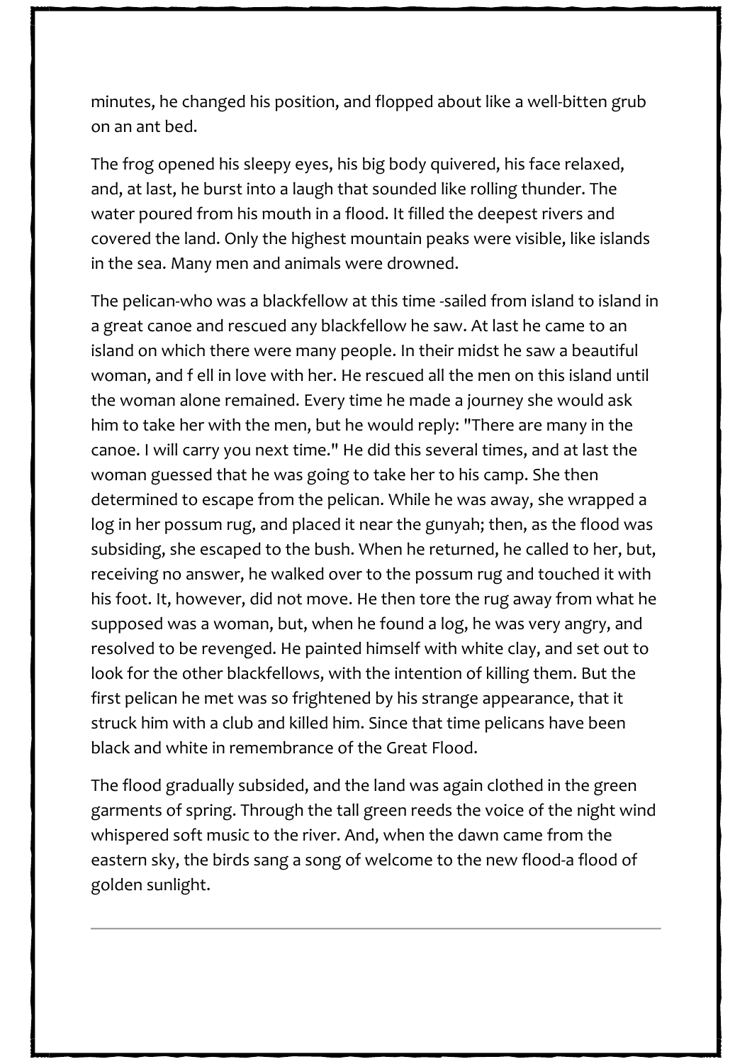minutes, he changed his position, and flopped about like a well-bitten grub on an ant bed.

The frog opened his sleepy eyes, his big body quivered, his face relaxed, and, at last, he burst into a laugh that sounded like rolling thunder. The water poured from his mouth in a flood. It filled the deepest rivers and covered the land. Only the highest mountain peaks were visible, like islands in the sea. Many men and animals were drowned.

The pelican-who was a blackfellow at this time -sailed from island to island in a great canoe and rescued any blackfellow he saw. At last he came to an island on which there were many people. In their midst he saw a beautiful woman, and f ell in love with her. He rescued all the men on this island until the woman alone remained. Every time he made a journey she would ask him to take her with the men, but he would reply: "There are many in the canoe. I will carry you next time." He did this several times, and at last the woman guessed that he was going to take her to his camp. She then determined to escape from the pelican. While he was away, she wrapped a log in her possum rug, and placed it near the gunyah; then, as the flood was subsiding, she escaped to the bush. When he returned, he called to her, but, receiving no answer, he walked over to the possum rug and touched it with his foot. It, however, did not move. He then tore the rug away from what he supposed was a woman, but, when he found a log, he was very angry, and resolved to be revenged. He painted himself with white clay, and set out to look for the other blackfellows, with the intention of killing them. But the first pelican he met was so frightened by his strange appearance, that it struck him with a club and killed him. Since that time pelicans have been black and white in remembrance of the Great Flood.

The flood gradually subsided, and the land was again clothed in the green garments of spring. Through the tall green reeds the voice of the night wind whispered soft music to the river. And, when the dawn came from the eastern sky, the birds sang a song of welcome to the new flood-a flood of golden sunlight.

---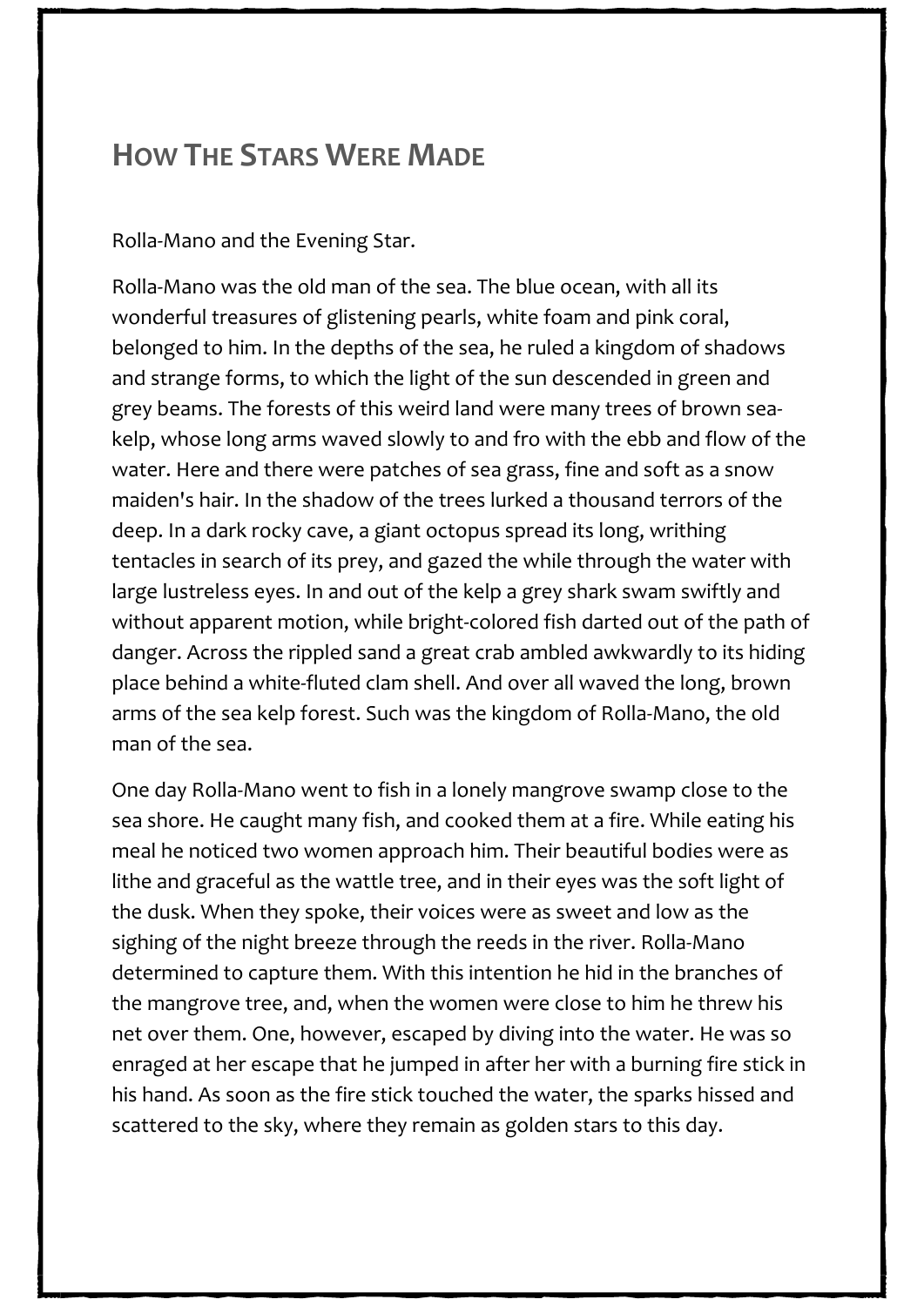# How The Stars Were Made

Rolla-Mano and the Evening Star.

Rolla-Mano was the old man of the sea. The blue ocean, with all its wonderful treasures of glistening pearls, white foam and pink coral, belonged to him. In the depths of the sea, he ruled a kingdom of shadows and strange forms, to which the light of the sun descended in green and grey beams. The forests of this weird land were many trees of brown sea-kelp, whose long arms waved slowly to and fro with the ebb and flow of the water. Here and there were patches of sea grass, fine and soft as a snow maiden's hair. In the shadow of the trees lurked a thousand terrors of the deep. In a dark rocky cave, a giant octopus spread its long, writhing tentacles in search of its prey, and gazed the while through the water with large lustreless eyes. In and out of the kelp a grey shark swam swiftly and without apparent motion, while bright-colored fish darted out of the path of danger. Across the rippled sand a great crab ambled awkwardly to its hiding place behind a white-fluted clam shell. And over all waved the long, brown arms of the sea kelp forest. Such was the kingdom of Rolla-Mano, the old man of the sea.

One day Rolla-Mano went to fish in a lonely mangrove swamp close to the sea shore. He caught many fish, and cooked them at a fire. While eating his meal he noticed two women approach him. Their beautiful bodies were as lithe and graceful as the wattle tree, and in their eyes was the soft light of the dusk. When they spoke, their voices were as sweet and low as the sighing of the night breeze through the reeds in the river. Rolla-Mano determined to capture them. With this intention he hid in the branches of the mangrove tree, and, when the women were close to him he threw his net over them. One, however, escaped by diving into the water. He was so enraged at her escape that he jumped in after her with a burning fire stick in his hand. As soon as the fire stick touched the water, the sparks hissed and scattered to the sky, where they remain as golden stars to this day.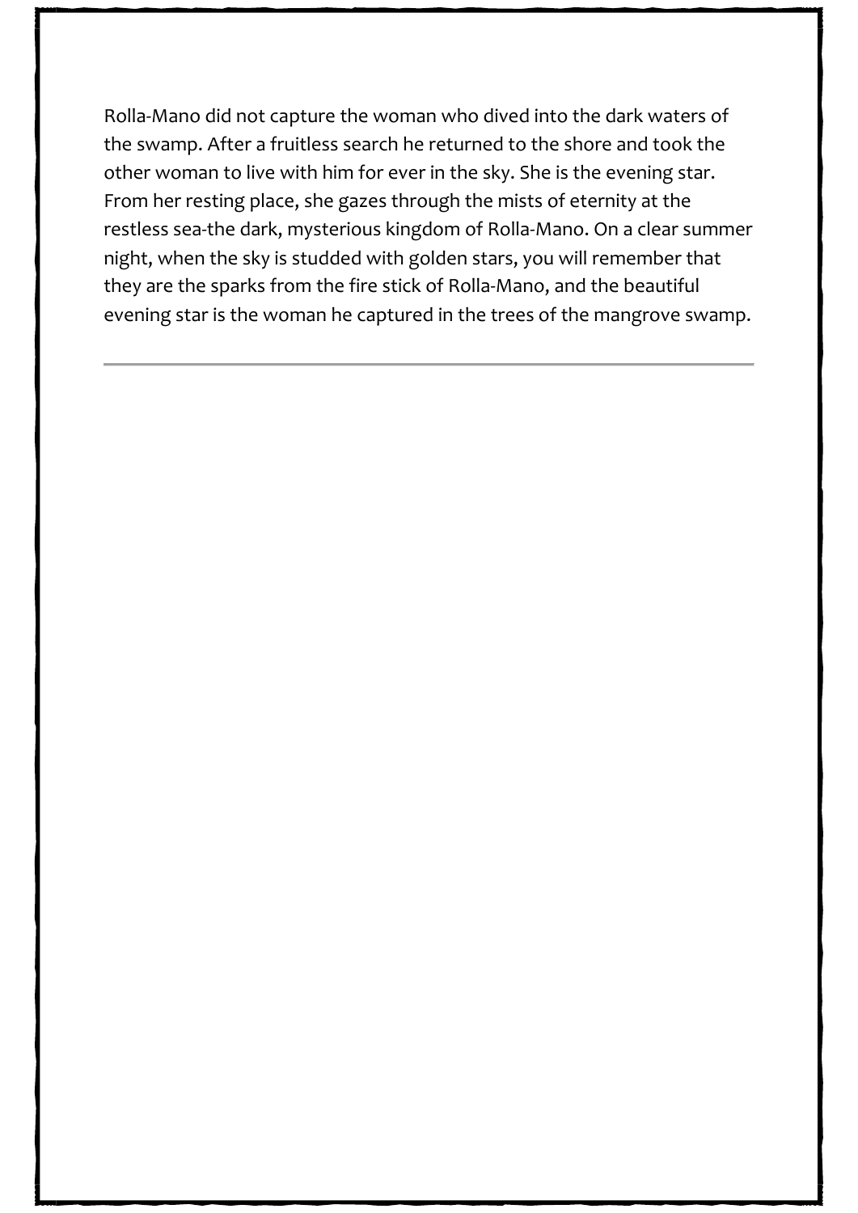Rolla-Mano did not capture the woman who dived into the dark waters of the swamp. After a fruitless search he returned to the shore and took the other woman to live with him for ever in the sky. She is the evening star. From her resting place, she gazes through the mists of eternity at the restless sea-the dark, mysterious kingdom of Rolla-Mano. On a clear summer night, when the sky is studded with golden stars, you will remember that they are the sparks from the fire stick of Rolla-Mano, and the beautiful evening star is the woman he captured in the trees of the mangrove swamp.

---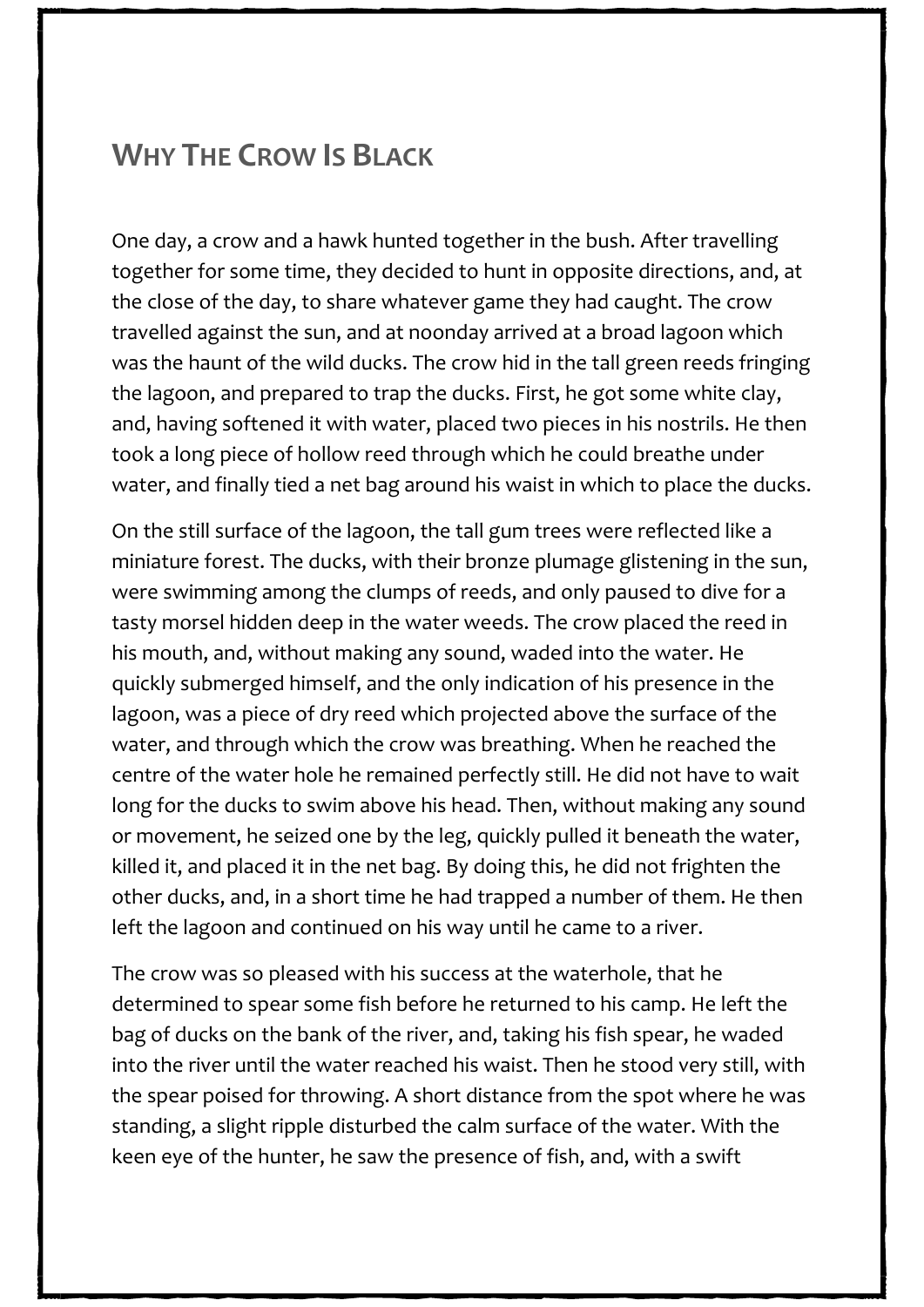## Why The Crow Is Black

One day, a crow and a hawk hunted together in the bush. After travelling together for some time, they decided to hunt in opposite directions, and, at the close of the day, to share whatever game they had caught. The crow travelled against the sun, and at noonday arrived at a broad lagoon which was the haunt of the wild ducks. The crow hid in the tall green reeds fringing the lagoon, and prepared to trap the ducks. First, he got some white clay, and, having softened it with water, placed two pieces in his nostrils. He then took a long piece of hollow reed through which he could breathe under water, and finally tied a net bag around his waist in which to place the ducks.

On the still surface of the lagoon, the tall gum trees were reflected like a miniature forest. The ducks, with their bronze plumage glistening in the sun, were swimming among the clumps of reeds, and only paused to dive for a tasty morsel hidden deep in the water weeds. The crow placed the reed in his mouth, and, without making any sound, waded into the water. He quickly submerged himself, and the only indication of his presence in the lagoon, was a piece of dry reed which projected above the surface of the water, and through which the crow was breathing. When he reached the centre of the water hole he remained perfectly still. He did not have to wait long for the ducks to swim above his head. Then, without making any sound or movement, he seized one by the leg, quickly pulled it beneath the water, killed it, and placed it in the net bag. By doing this, he did not frighten the other ducks, and, in a short time he had trapped a number of them. He then left the lagoon and continued on his way until he came to a river.

The crow was so pleased with his success at the waterhole, that he determined to spear some fish before he returned to his camp. He left the bag of ducks on the bank of the river, and, taking his fish spear, he waded into the river until the water reached his waist. Then he stood very still, with the spear poised for throwing. A short distance from the spot where he was standing, a slight ripple disturbed the calm surface of the water. With the keen eye of the hunter, he saw the presence of fish, and, with a swift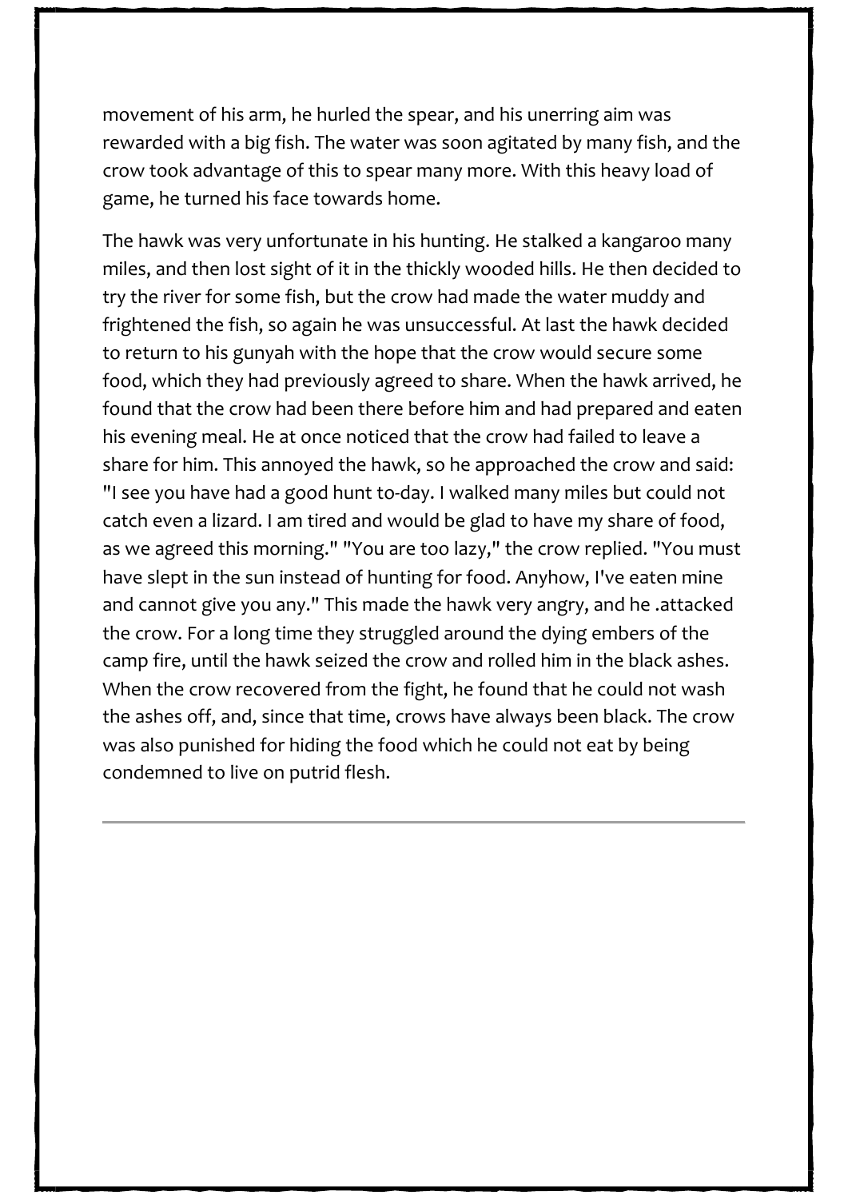movement of his arm, he hurled the spear, and his unerring aim was rewarded with a big fish. The water was soon agitated by many fish, and the crow took advantage of this to spear many more. With this heavy load of game, he turned his face towards home.

The hawk was very unfortunate in his hunting. He stalked a kangaroo many miles, and then lost sight of it in the thickly wooded hills. He then decided to try the river for some fish, but the crow had made the water muddy and frightened the fish, so again he was unsuccessful. At last the hawk decided to return to his gunyah with the hope that the crow would secure some food, which they had previously agreed to share. When the hawk arrived, he found that the crow had been there before him and had prepared and eaten his evening meal. He at once noticed that the crow had failed to leave a share for him. This annoyed the hawk, so he approached the crow and said: "I see you have had a good hunt to-day. I walked many miles but could not catch even a lizard. I am tired and would be glad to have my share of food, as we agreed this morning." "You are too lazy," the crow replied. "You must have slept in the sun instead of hunting for food. Anyhow, I've eaten mine and cannot give you any." This made the hawk very angry, and he .attacked the crow. For a long time they struggled around the dying embers of the camp fire, until the hawk seized the crow and rolled him in the black ashes. When the crow recovered from the fight, he found that he could not wash the ashes off, and, since that time, crows have always been black. The crow was also punished for hiding the food which he could not eat by being condemned to live on putrid flesh.

---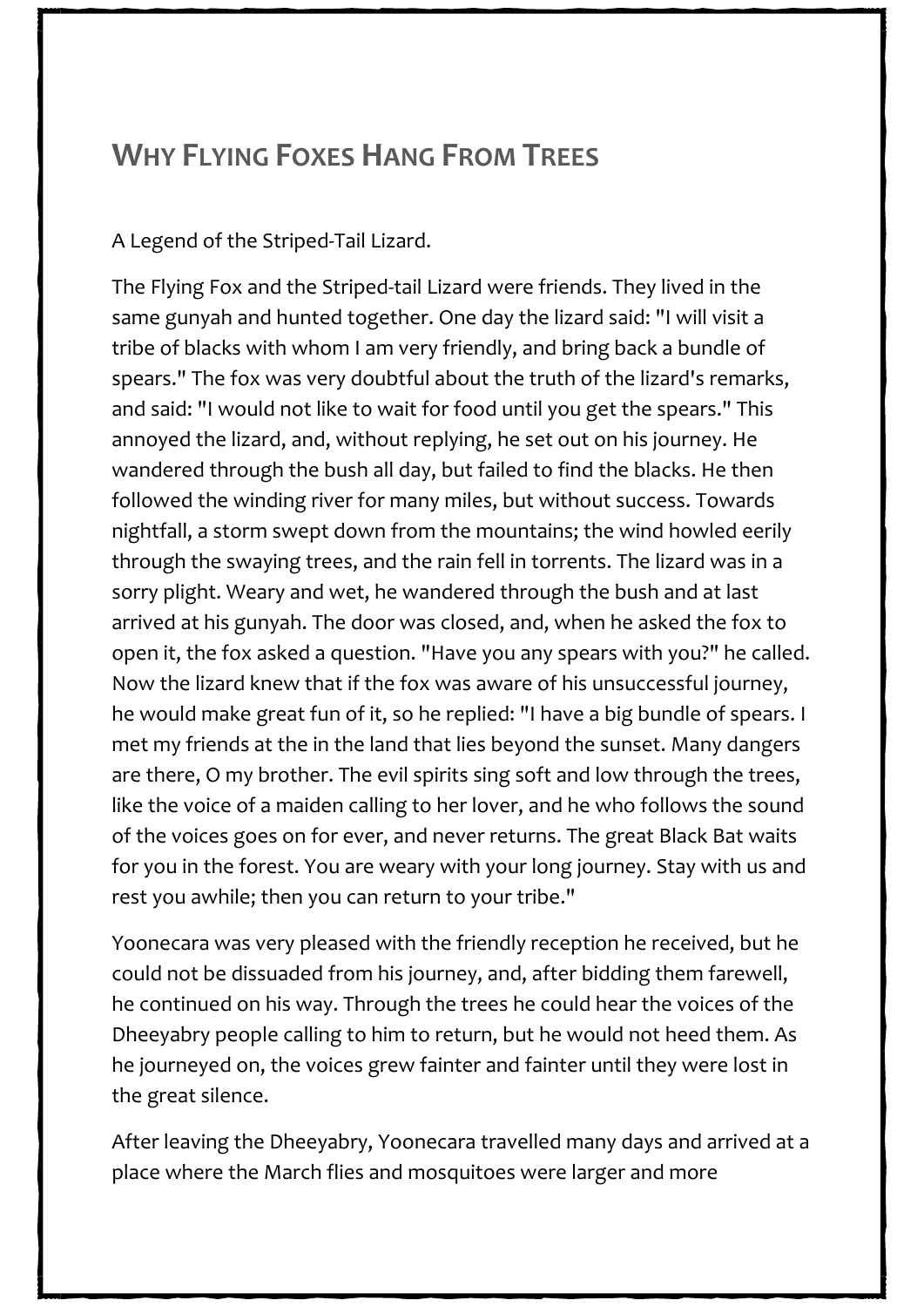## Why Flying Foxes Hang From Trees

A Legend of the Striped-Tail Lizard.

The Flying Fox and the Striped-tail Lizard were friends. They lived in the same gunyah and hunted together. One day the lizard said: "I will visit a tribe of blacks with whom I am very friendly, and bring back a bundle of spears." The fox was very doubtful about the truth of the lizard's remarks, and said: "I would not like to wait for food until you get the spears." This annoyed the lizard, and, without replying, he set out on his journey. He wandered through the bush all day, but failed to find the blacks. He then followed the winding river for many miles, but without success. Towards nightfall, a storm swept down from the mountains; the wind howled eerily through the swaying trees, and the rain fell in torrents. The lizard was in a sorry plight. Weary and wet, he wandered through the bush and at last arrived at his gunyah. The door was closed, and, when he asked the fox to open it, the fox asked a question. "Have you any spears with you?" he called. Now the lizard knew that if the fox was aware of his unsuccessful journey, he would make great fun of it, so he replied: "I have a big bundle of spears. I met my friends at the in the land that lies beyond the sunset. Many dangers are there, O my brother. The evil spirits sing soft and low through the trees, like the voice of a maiden calling to her lover, and he who follows the sound of the voices goes on for ever, and never returns. The great Black Bat waits for you in the forest. You are weary with your long journey. Stay with us and rest you awhile; then you can return to your tribe."

Yoonecara was very pleased with the friendly reception he received, but he could not be dissuaded from his journey, and, after bidding them farewell, he continued on his way. Through the trees he could hear the voices of the Dheeyabry people calling to him to return, but he would not heed them. As he journeyed on, the voices grew fainter and fainter until they were lost in the great silence.

After leaving the Dheeyabry, Yoonecara travelled many days and arrived at a place where the March flies and mosquitoes were larger and more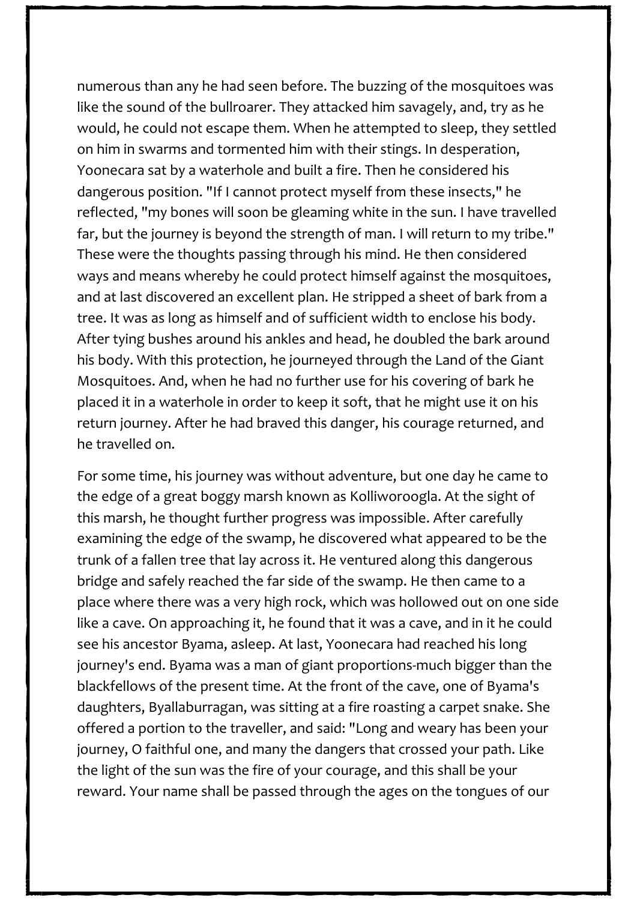numerous than any he had seen before. The buzzing of the mosquitoes was like the sound of the bullroarer. They attacked him savagely, and, try as he would, he could not escape them. When he attempted to sleep, they settled on him in swarms and tormented him with their stings. In desperation, Yoonecara sat by a waterhole and built a fire. Then he considered his dangerous position. "If I cannot protect myself from these insects," he reflected, "my bones will soon be gleaming white in the sun. I have travelled far, but the journey is beyond the strength of man. I will return to my tribe." These were the thoughts passing through his mind. He then considered ways and means whereby he could protect himself against the mosquitoes, and at last discovered an excellent plan. He stripped a sheet of bark from a tree. It was as long as himself and of sufficient width to enclose his body. After tying bushes around his ankles and head, he doubled the bark around his body. With this protection, he journeyed through the Land of the Giant Mosquitoes. And, when he had no further use for his covering of bark he placed it in a waterhole in order to keep it soft, that he might use it on his return journey. After he had braved this danger, his courage returned, and he travelled on.

For some time, his journey was without adventure, but one day he came to the edge of a great boggy marsh known as Kolliworoogla. At the sight of this marsh, he thought further progress was impossible. After carefully examining the edge of the swamp, he discovered what appeared to be the trunk of a fallen tree that lay across it. He ventured along this dangerous bridge and safely reached the far side of the swamp. He then came to a place where there was a very high rock, which was hollowed out on one side like a cave. On approaching it, he found that it was a cave, and in it he could see his ancestor Byama, asleep. At last, Yoonecara had reached his long journey's end. Byama was a man of giant proportions-much bigger than the blackfellows of the present time. At the front of the cave, one of Byama's daughters, Byallaburragan, was sitting at a fire roasting a carpet snake. She offered a portion to the traveller, and said: "Long and weary has been your journey, O faithful one, and many the dangers that crossed your path. Like the light of the sun was the fire of your courage, and this shall be your reward. Your name shall be passed through the ages on the tongues of our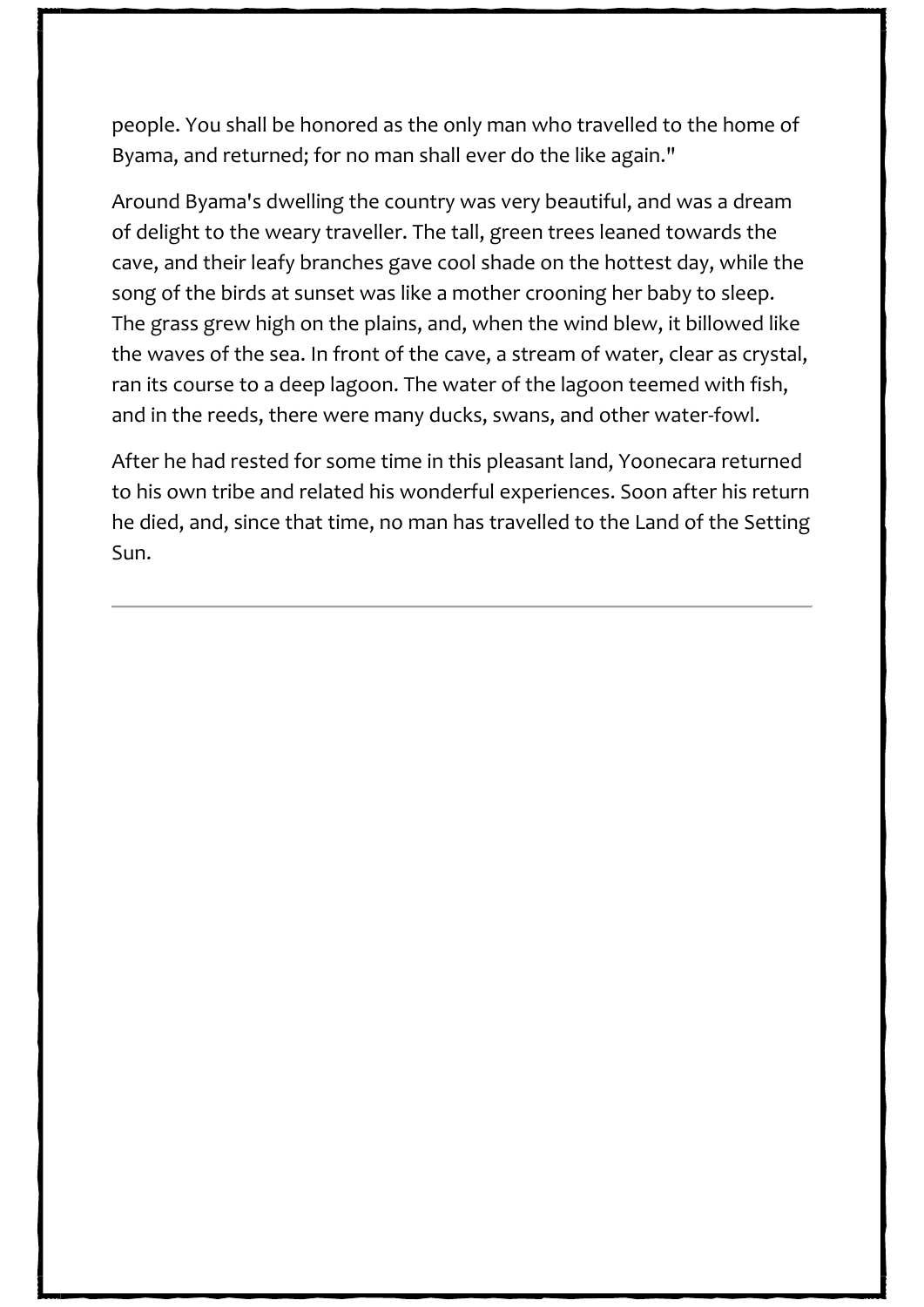people. You shall be honored as the only man who travelled to the home of Byama, and returned; for no man shall ever do the like again."

Around Byama's dwelling the country was very beautiful, and was a dream of delight to the weary traveller. The tall, green trees leaned towards the cave, and their leafy branches gave cool shade on the hottest day, while the song of the birds at sunset was like a mother crooning her baby to sleep. The grass grew high on the plains, and, when the wind blew, it billowed like the waves of the sea. In front of the cave, a stream of water, clear as crystal, ran its course to a deep lagoon. The water of the lagoon teemed with fish, and in the reeds, there were many ducks, swans, and other water-fowl.

After he had rested for some time in this pleasant land, Yoonecara returned to his own tribe and related his wonderful experiences. Soon after his return he died, and, since that time, no man has travelled to the Land of the Setting Sun.

---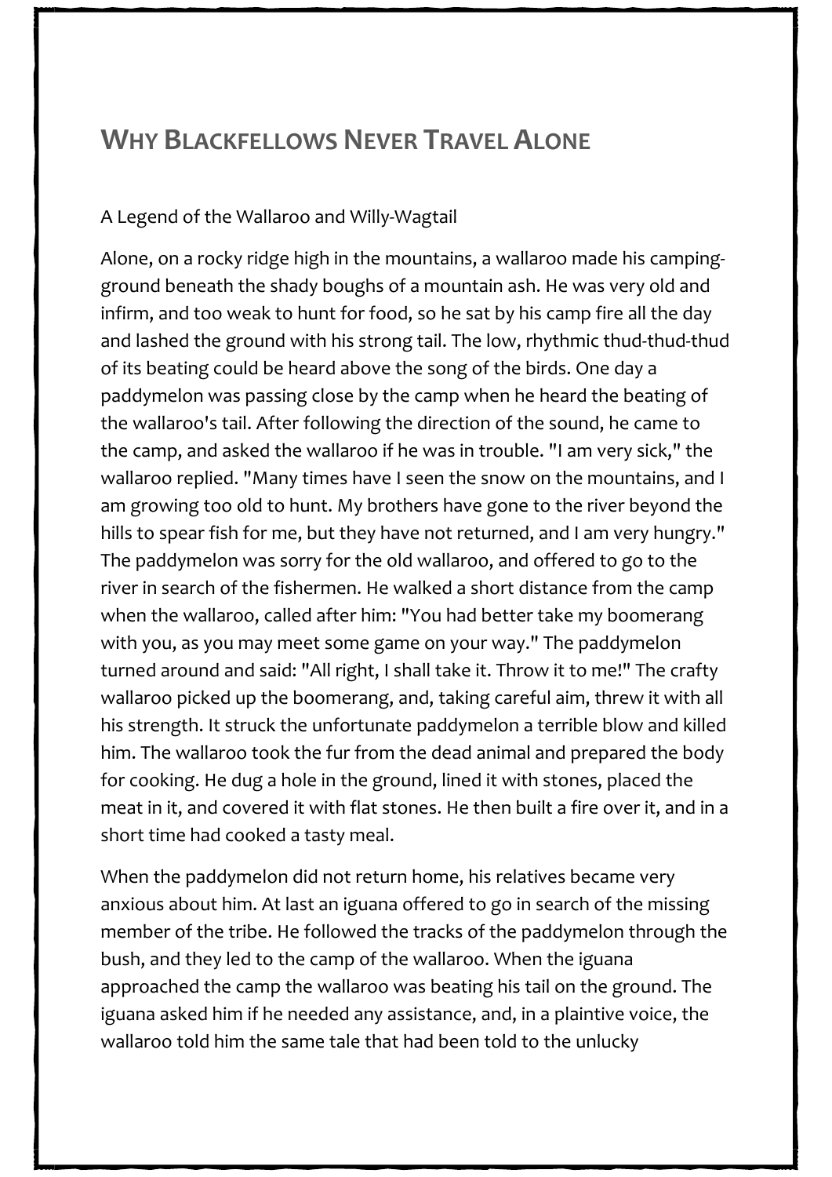# WHY BLACKFELLOWS NEVER TRAVEL ALONE

A Legend of the Wallaroo and Willy-Wagtail

Alone, on a rocky ridge high in the mountains, a wallaroo made his camping-ground beneath the shady boughs of a mountain ash. He was very old and infirm, and too weak to hunt for food, so he sat by his camp fire all the day and lashed the ground with his strong tail. The low, rhythmic thud-thud-thud of its beating could be heard above the song of the birds. One day a paddymelon was passing close by the camp when he heard the beating of the wallaroo's tail. After following the direction of the sound, he came to the camp, and asked the wallaroo if he was in trouble. "I am very sick," the wallaroo replied. "Many times have I seen the snow on the mountains, and I am growing too old to hunt. My brothers have gone to the river beyond the hills to spear fish for me, but they have not returned, and I am very hungry." The paddymelon was sorry for the old wallaroo, and offered to go to the river in search of the fishermen. He walked a short distance from the camp when the wallaroo, called after him: "You had better take my boomerang with you, as you may meet some game on your way." The paddymelon turned around and said: "All right, I shall take it. Throw it to me!" The crafty wallaroo picked up the boomerang, and, taking careful aim, threw it with all his strength. It struck the unfortunate paddymelon a terrible blow and killed him. The wallaroo took the fur from the dead animal and prepared the body for cooking. He dug a hole in the ground, lined it with stones, placed the meat in it, and covered it with flat stones. He then built a fire over it, and in a short time had cooked a tasty meal.

When the paddymelon did not return home, his relatives became very anxious about him. At last an iguana offered to go in search of the missing member of the tribe. He followed the tracks of the paddymelon through the bush, and they led to the camp of the wallaroo. When the iguana approached the camp the wallaroo was beating his tail on the ground. The iguana asked him if he needed any assistance, and, in a plaintive voice, the wallaroo told him the same tale that had been told to the unlucky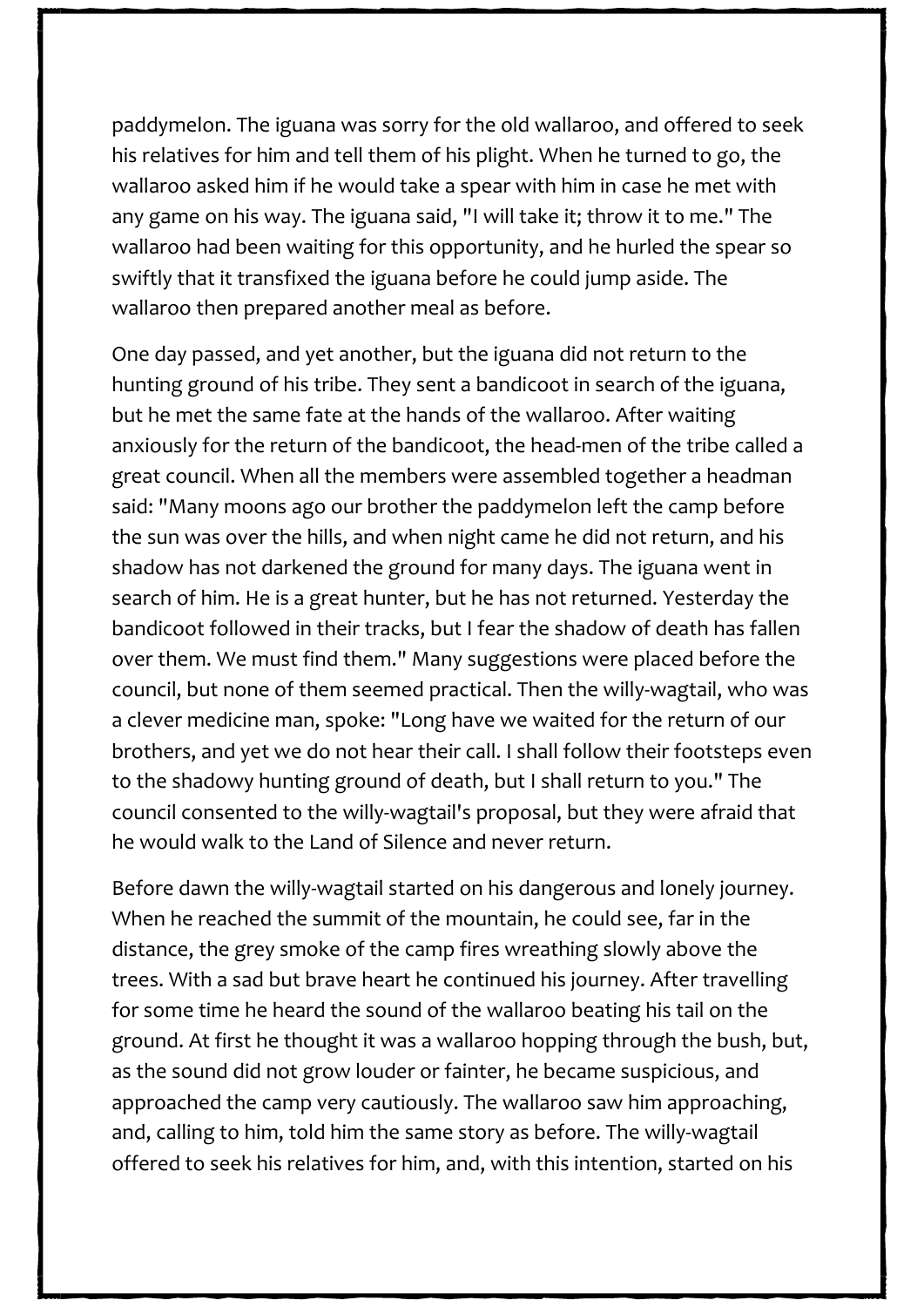paddymelon. The iguana was sorry for the old wallaroo, and offered to seek his relatives for him and tell them of his plight. When he turned to go, the wallaroo asked him if he would take a spear with him in case he met with any game on his way. The iguana said, "I will take it; throw it to me." The wallaroo had been waiting for this opportunity, and he hurled the spear so swiftly that it transfixed the iguana before he could jump aside. The wallaroo then prepared another meal as before.

One day passed, and yet another, but the iguana did not return to the hunting ground of his tribe. They sent a bandicoot in search of the iguana, but he met the same fate at the hands of the wallaroo. After waiting anxiously for the return of the bandicoot, the head-men of the tribe called a great council. When all the members were assembled together a headman said: "Many moons ago our brother the paddymelon left the camp before the sun was over the hills, and when night came he did not return, and his shadow has not darkened the ground for many days. The iguana went in search of him. He is a great hunter, but he has not returned. Yesterday the bandicoot followed in their tracks, but I fear the shadow of death has fallen over them. We must find them." Many suggestions were placed before the council, but none of them seemed practical. Then the willy-wagtail, who was a clever medicine man, spoke: "Long have we waited for the return of our brothers, and yet we do not hear their call. I shall follow their footsteps even to the shadowy hunting ground of death, but I shall return to you." The council consented to the willy-wagtail's proposal, but they were afraid that he would walk to the Land of Silence and never return.

Before dawn the willy-wagtail started on his dangerous and lonely journey. When he reached the summit of the mountain, he could see, far in the distance, the grey smoke of the camp fires wreathing slowly above the trees. With a sad but brave heart he continued his journey. After travelling for some time he heard the sound of the wallaroo beating his tail on the ground. At first he thought it was a wallaroo hopping through the bush, but, as the sound did not grow louder or fainter, he became suspicious, and approached the camp very cautiously. The wallaroo saw him approaching, and, calling to him, told him the same story as before. The willy-wagtail offered to seek his relatives for him, and, with this intention, started on his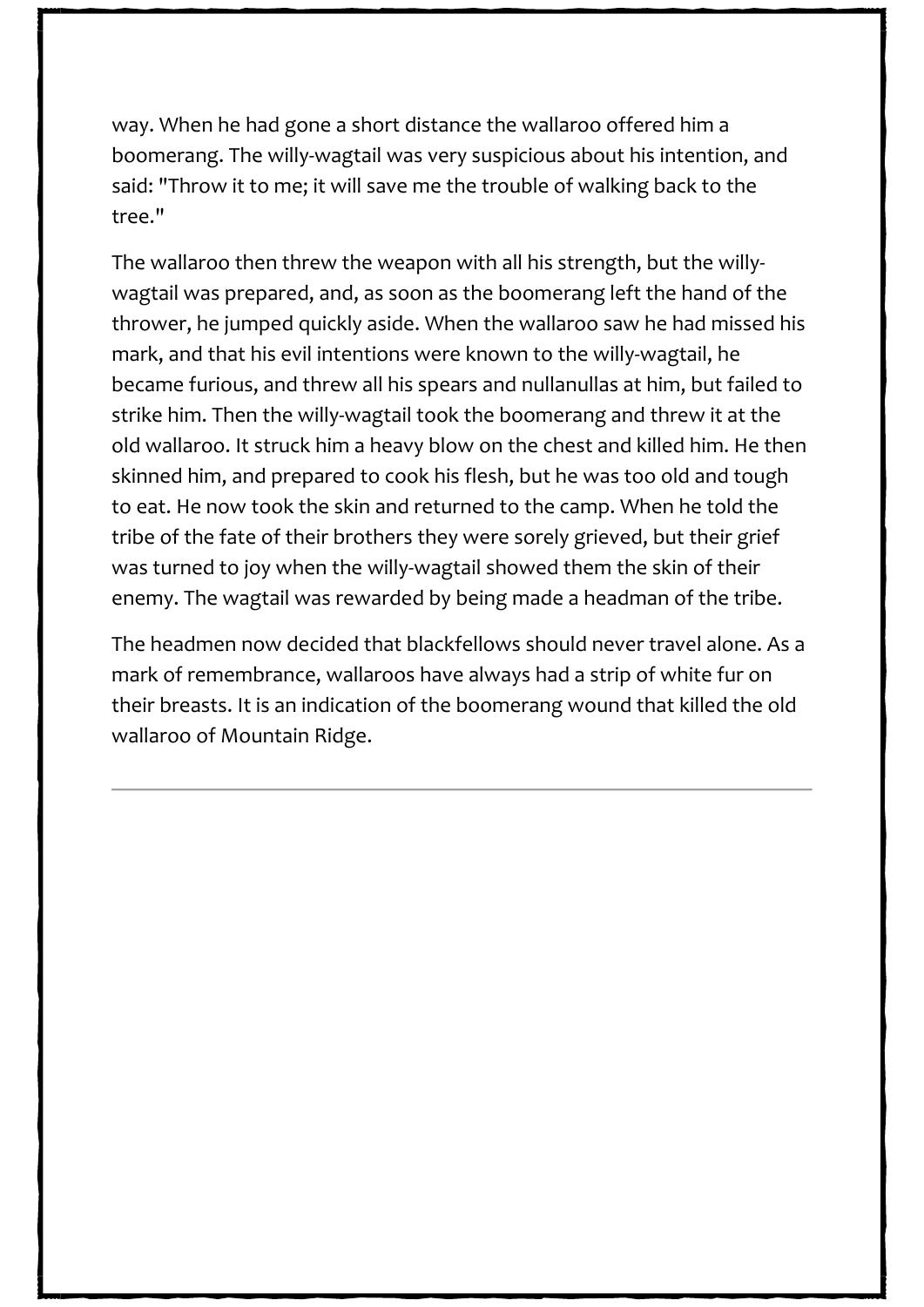way. When he had gone a short distance the wallaroo offered him a boomerang. The willy-wagtail was very suspicious about his intention, and said: "Throw it to me; it will save me the trouble of walking back to the tree."

The wallaroo then threw the weapon with all his strength, but the willy-wagtail was prepared, and, as soon as the boomerang left the hand of the thrower, he jumped quickly aside. When the wallaroo saw he had missed his mark, and that his evil intentions were known to the willy-wagtail, he became furious, and threw all his spears and nullanullas at him, but failed to strike him. Then the willy-wagtail took the boomerang and threw it at the old wallaroo. It struck him a heavy blow on the chest and killed him. He then skinned him, and prepared to cook his flesh, but he was too old and tough to eat. He now took the skin and returned to the camp. When he told the tribe of the fate of their brothers they were sorely grieved, but their grief was turned to joy when the willy-wagtail showed them the skin of their enemy. The wagtail was rewarded by being made a headman of the tribe.

The headmen now decided that blackfellows should never travel alone. As a mark of remembrance, wallaroos have always had a strip of white fur on their breasts. It is an indication of the boomerang wound that killed the old wallaroo of Mountain Ridge.

---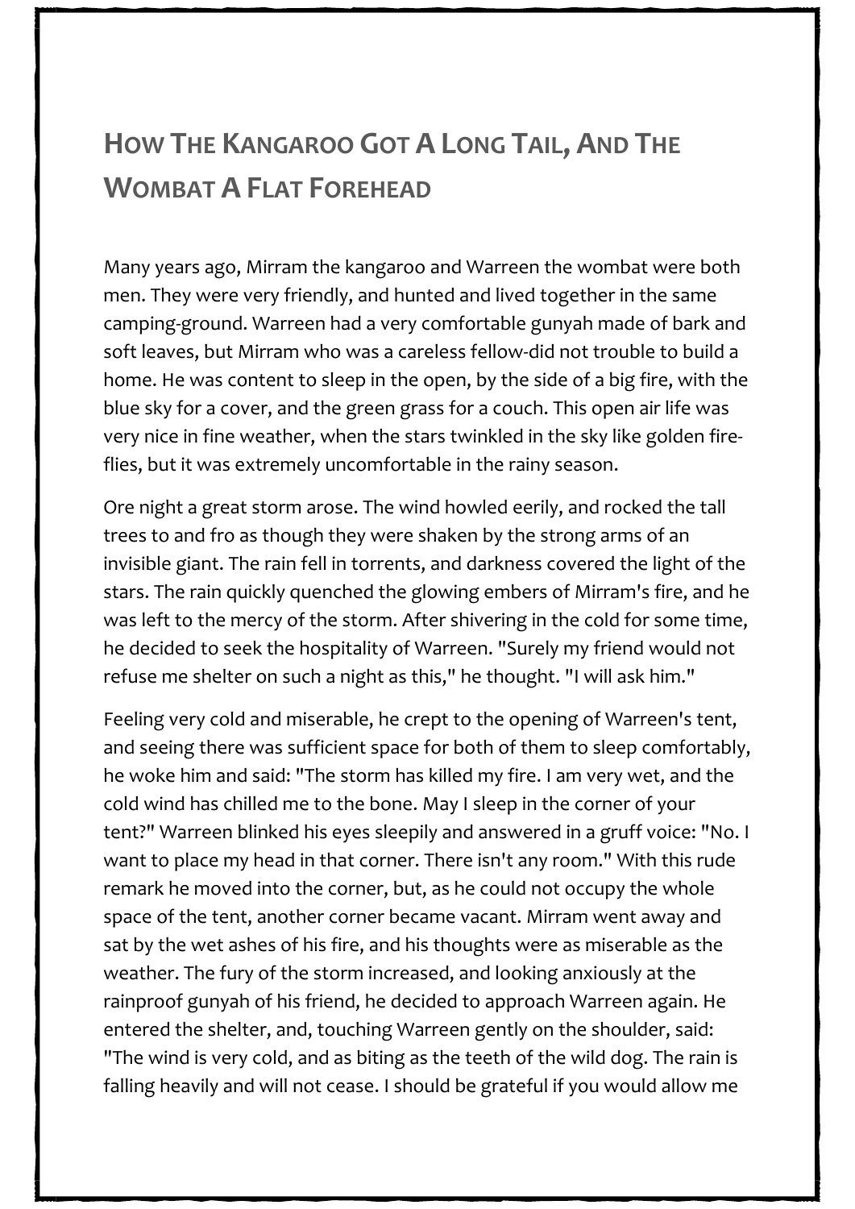## How The Kangaroo Got A Long Tail, And The Wombat A Flat Forehead

Many years ago, Mirram the kangaroo and Warreen the wombat were both men. They were very friendly, and hunted and lived together in the same camping-ground. Warreen had a very comfortable gunyah made of bark and soft leaves, but Mirram who was a careless fellow-did not trouble to build a home. He was content to sleep in the open, by the side of a big fire, with the blue sky for a cover, and the green grass for a couch. This open air life was very nice in fine weather, when the stars twinkled in the sky like golden fire-flies, but it was extremely uncomfortable in the rainy season.

Ore night a great storm arose. The wind howled eerily, and rocked the tall trees to and fro as though they were shaken by the strong arms of an invisible giant. The rain fell in torrents, and darkness covered the light of the stars. The rain quickly quenched the glowing embers of Mirram's fire, and he was left to the mercy of the storm. After shivering in the cold for some time, he decided to seek the hospitality of Warreen. "Surely my friend would not refuse me shelter on such a night as this," he thought. "I will ask him."

Feeling very cold and miserable, he crept to the opening of Warreen's tent, and seeing there was sufficient space for both of them to sleep comfortably, he woke him and said: "The storm has killed my fire. I am very wet, and the cold wind has chilled me to the bone. May I sleep in the corner of your tent?" Warreen blinked his eyes sleepily and answered in a gruff voice: "No. I want to place my head in that corner. There isn't any room." With this rude remark he moved into the corner, but, as he could not occupy the whole space of the tent, another corner became vacant. Mirram went away and sat by the wet ashes of his fire, and his thoughts were as miserable as the weather. The fury of the storm increased, and looking anxiously at the rainproof gunyah of his friend, he decided to approach Warreen again. He entered the shelter, and, touching Warreen gently on the shoulder, said: "The wind is very cold, and as biting as the teeth of the wild dog. The rain is falling heavily and will not cease. I should be grateful if you would allow me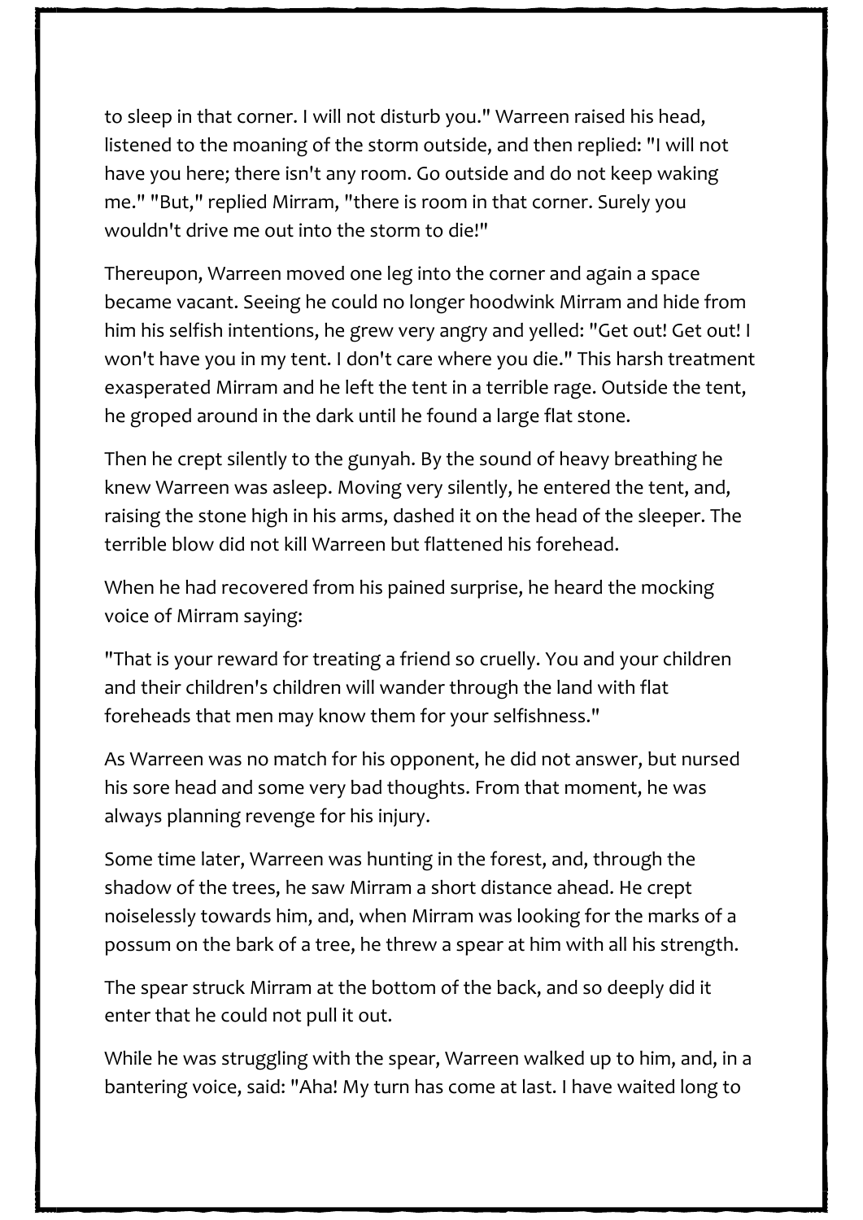to sleep in that corner. I will not disturb you." Warreen raised his head, listened to the moaning of the storm outside, and then replied: "I will not have you here; there isn't any room. Go outside and do not keep waking me." "But," replied Mirram, "there is room in that corner. Surely you wouldn't drive me out into the storm to die!"

Thereupon, Warreen moved one leg into the corner and again a space became vacant. Seeing he could no longer hoodwink Mirram and hide from him his selfish intentions, he grew very angry and yelled: "Get out! Get out! I won't have you in my tent. I don't care where you die." This harsh treatment exasperated Mirram and he left the tent in a terrible rage. Outside the tent, he groped around in the dark until he found a large flat stone.

Then he crept silently to the gunyah. By the sound of heavy breathing he knew Warreen was asleep. Moving very silently, he entered the tent, and, raising the stone high in his arms, dashed it on the head of the sleeper. The terrible blow did not kill Warreen but flattened his forehead.

When he had recovered from his pained surprise, he heard the mocking voice of Mirram saying:

"That is your reward for treating a friend so cruelly. You and your children and their children's children will wander through the land with flat foreheads that men may know them for your selfishness."

As Warreen was no match for his opponent, he did not answer, but nursed his sore head and some very bad thoughts. From that moment, he was always planning revenge for his injury.

Some time later, Warreen was hunting in the forest, and, through the shadow of the trees, he saw Mirram a short distance ahead. He crept noiselessly towards him, and, when Mirram was looking for the marks of a possum on the bark of a tree, he threw a spear at him with all his strength.

The spear struck Mirram at the bottom of the back, and so deeply did it enter that he could not pull it out.

While he was struggling with the spear, Warreen walked up to him, and, in a bantering voice, said: "Aha! My turn has come at last. I have waited long to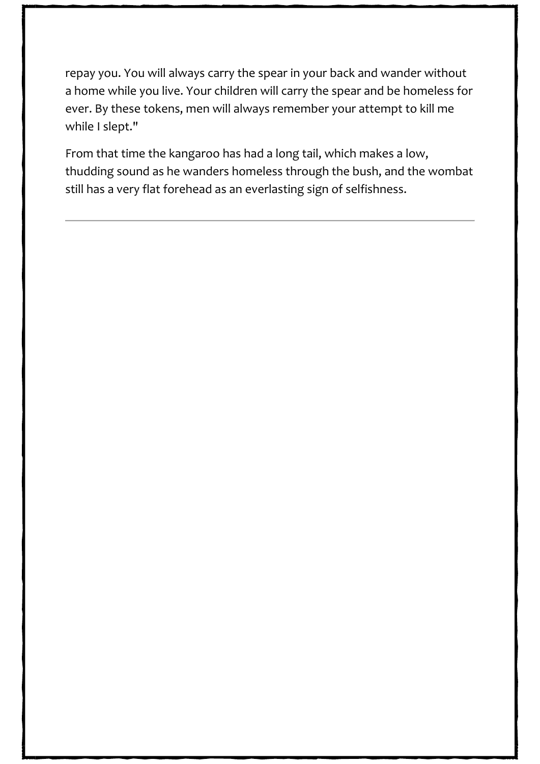repay you. You will always carry the spear in your back and wander without a home while you live. Your children will carry the spear and be homeless for ever. By these tokens, men will always remember your attempt to kill me while I slept."

From that time the kangaroo has had a long tail, which makes a low, thudding sound as he wanders homeless through the bush, and the wombat still has a very flat forehead as an everlasting sign of selfishness.

---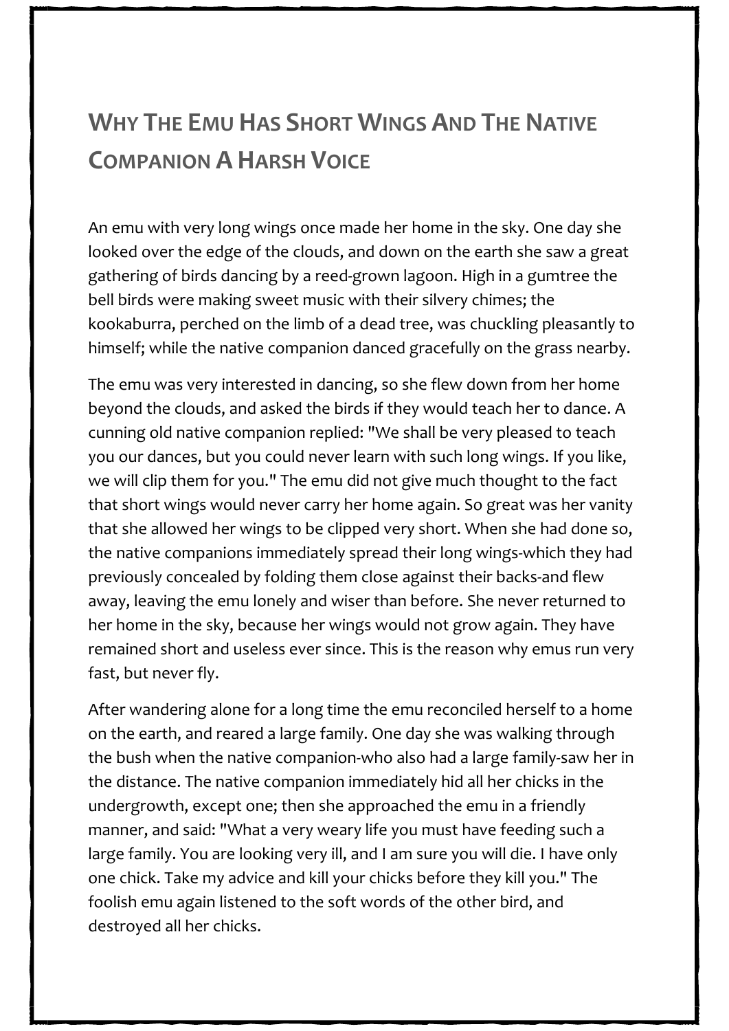## Why The Emu Has Short Wings And The Native Companion A Harsh Voice

An emu with very long wings once made her home in the sky. One day she looked over the edge of the clouds, and down on the earth she saw a great gathering of birds dancing by a reed-grown lagoon. High in a gumtree the bell birds were making sweet music with their silvery chimes; the kookaburra, perched on the limb of a dead tree, was chuckling pleasantly to himself; while the native companion danced gracefully on the grass nearby.

The emu was very interested in dancing, so she flew down from her home beyond the clouds, and asked the birds if they would teach her to dance. A cunning old native companion replied: "We shall be very pleased to teach you our dances, but you could never learn with such long wings. If you like, we will clip them for you." The emu did not give much thought to the fact that short wings would never carry her home again. So great was her vanity that she allowed her wings to be clipped very short. When she had done so, the native companions immediately spread their long wings-which they had previously concealed by folding them close against their backs-and flew away, leaving the emu lonely and wiser than before. She never returned to her home in the sky, because her wings would not grow again. They have remained short and useless ever since. This is the reason why emus run very fast, but never fly.

After wandering alone for a long time the emu reconciled herself to a home on the earth, and reared a large family. One day she was walking through the bush when the native companion-who also had a large family-saw her in the distance. The native companion immediately hid all her chicks in the undergrowth, except one; then she approached the emu in a friendly manner, and said: "What a very weary life you must have feeding such a large family. You are looking very ill, and I am sure you will die. I have only one chick. Take my advice and kill your chicks before they kill you." The foolish emu again listened to the soft words of the other bird, and destroyed all her chicks.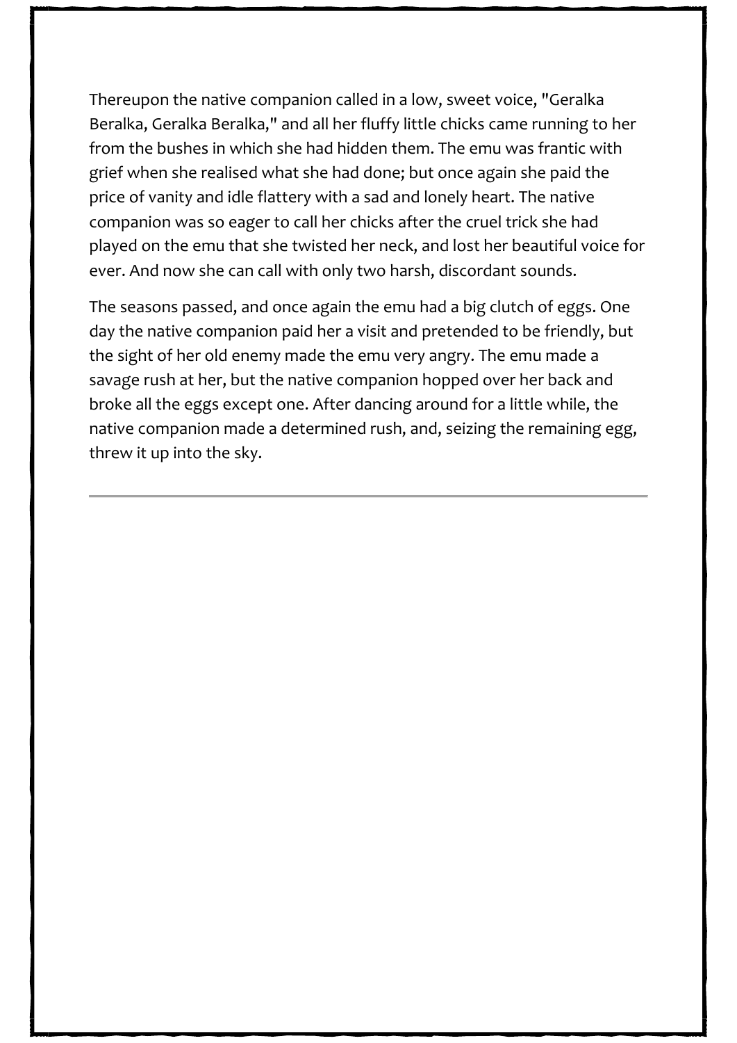Thereupon the native companion called in a low, sweet voice, "Geralka Beralka, Geralka Beralka," and all her fluffy little chicks came running to her from the bushes in which she had hidden them. The emu was frantic with grief when she realised what she had done; but once again she paid the price of vanity and idle flattery with a sad and lonely heart. The native companion was so eager to call her chicks after the cruel trick she had played on the emu that she twisted her neck, and lost her beautiful voice for ever. And now she can call with only two harsh, discordant sounds.

The seasons passed, and once again the emu had a big clutch of eggs. One day the native companion paid her a visit and pretended to be friendly, but the sight of her old enemy made the emu very angry. The emu made a savage rush at her, but the native companion hopped over her back and broke all the eggs except one. After dancing around for a little while, the native companion made a determined rush, and, seizing the remaining egg, threw it up into the sky.

---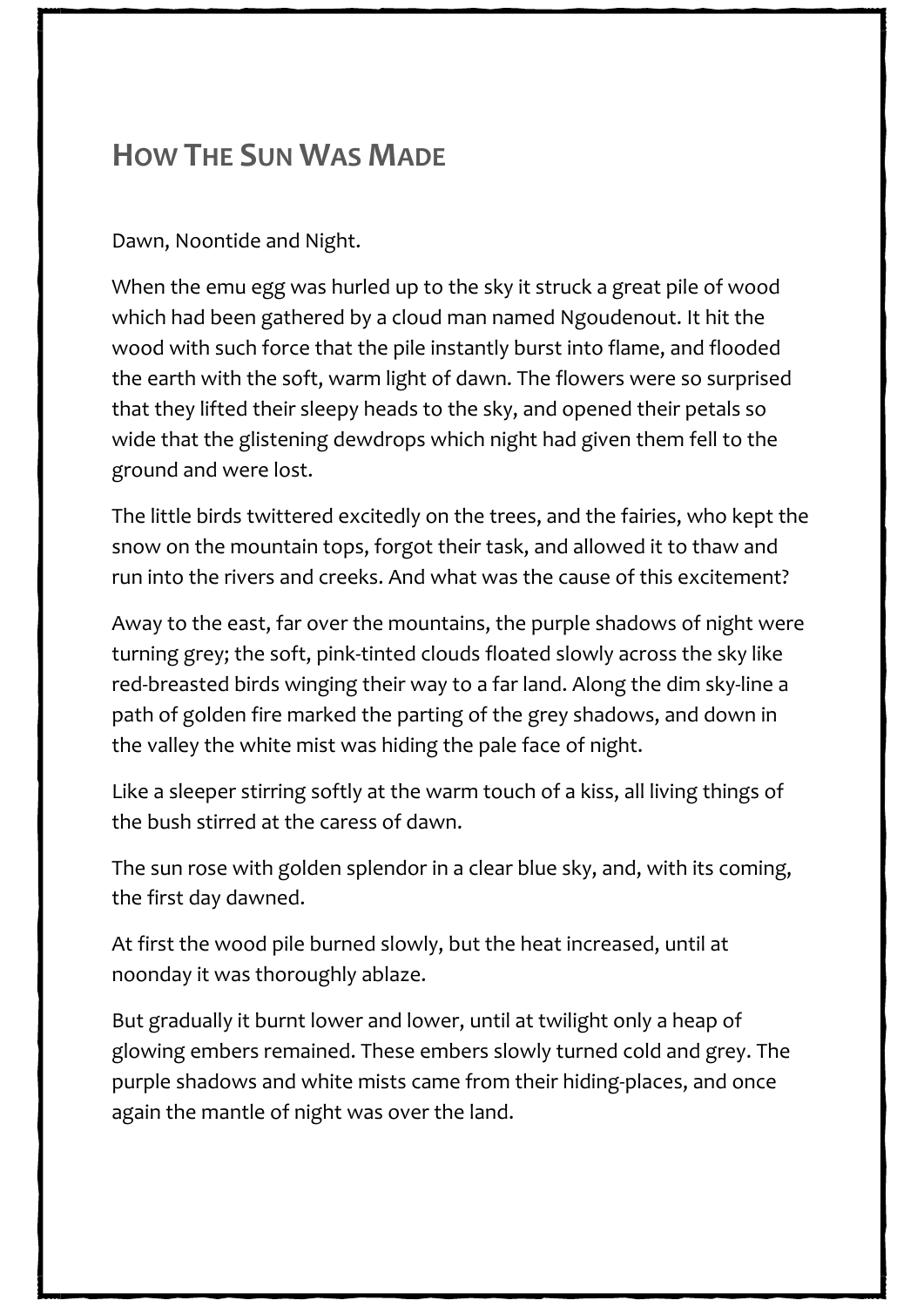## How The Sun Was Made

Dawn, Noontide and Night.

When the emu egg was hurled up to the sky it struck a great pile of wood which had been gathered by a cloud man named Ngoudenout. It hit the wood with such force that the pile instantly burst into flame, and flooded the earth with the soft, warm light of dawn. The flowers were so surprised that they lifted their sleepy heads to the sky, and opened their petals so wide that the glistening dewdrops which night had given them fell to the ground and were lost.

The little birds twittered excitedly on the trees, and the fairies, who kept the snow on the mountain tops, forgot their task, and allowed it to thaw and run into the rivers and creeks. And what was the cause of this excitement?

Away to the east, far over the mountains, the purple shadows of night were turning grey; the soft, pink-tinted clouds floated slowly across the sky like red-breasted birds winging their way to a far land. Along the dim sky-line a path of golden fire marked the parting of the grey shadows, and down in the valley the white mist was hiding the pale face of night.

Like a sleeper stirring softly at the warm touch of a kiss, all living things of the bush stirred at the caress of dawn.

The sun rose with golden splendor in a clear blue sky, and, with its coming, the first day dawned.

At first the wood pile burned slowly, but the heat increased, until at noonday it was thoroughly ablaze.

But gradually it burnt lower and lower, until at twilight only a heap of glowing embers remained. These embers slowly turned cold and grey. The purple shadows and white mists came from their hiding-places, and once again the mantle of night was over the land.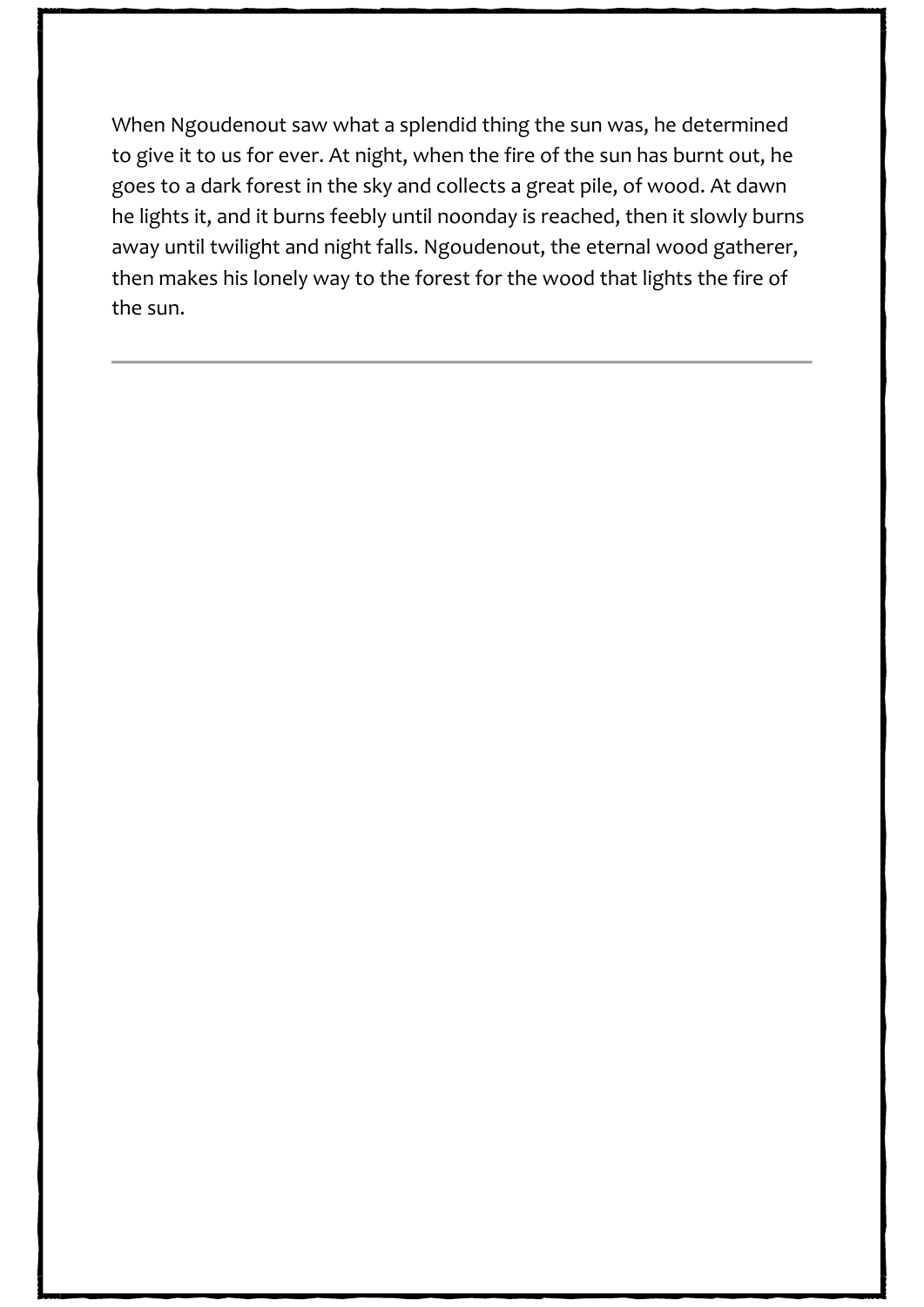When Ngoudenout saw what a splendid thing the sun was, he determined to give it to us for ever. At night, when the fire of the sun has burnt out, he goes to a dark forest in the sky and collects a great pile, of wood. At dawn he lights it, and it burns feebly until noonday is reached, then it slowly burns away until twilight and night falls. Ngoudenout, the eternal wood gatherer, then makes his lonely way to the forest for the wood that lights the fire of the sun.

---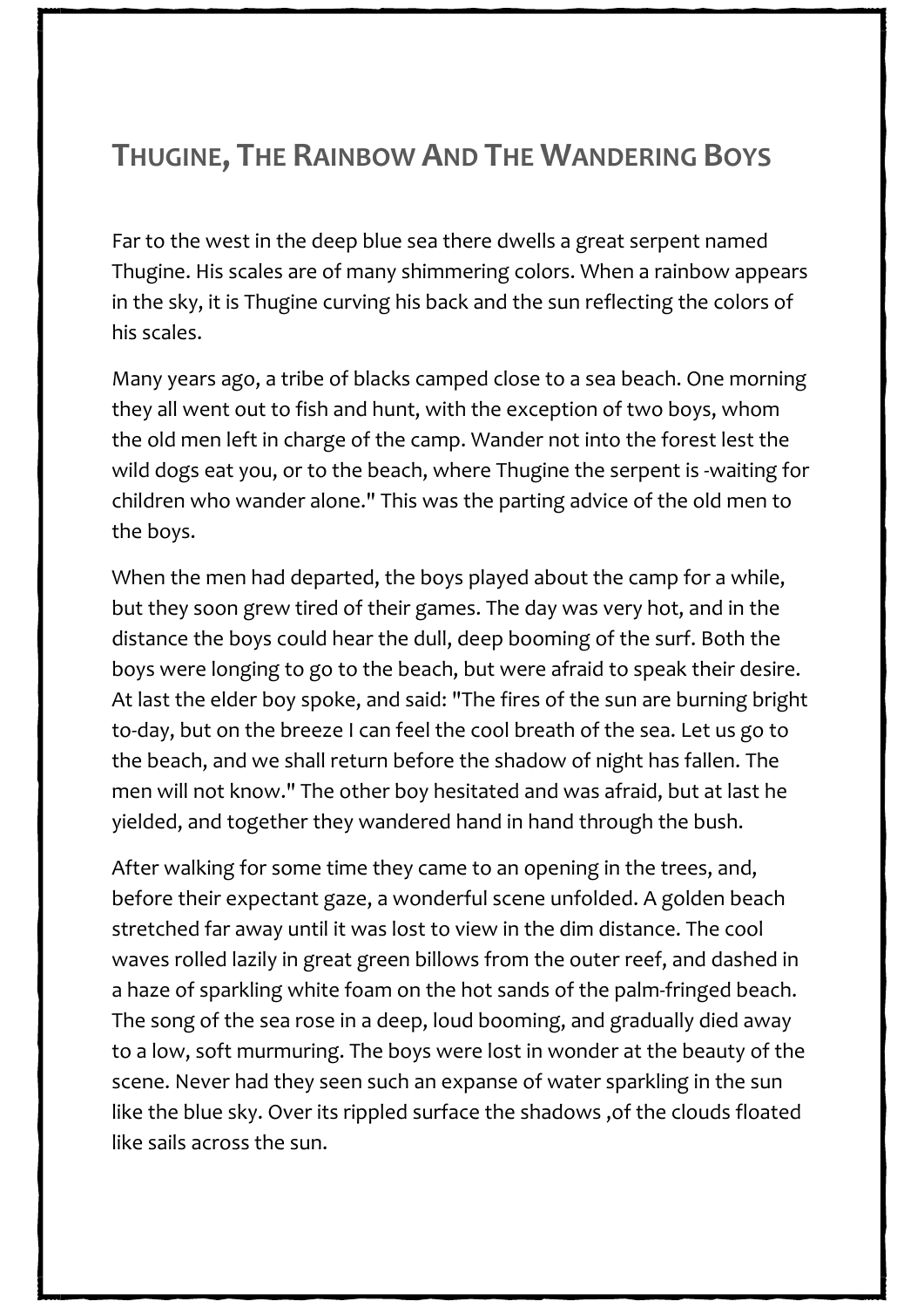## THUGINE, THE RAINBOW AND THE WANDERING BOYS

Far to the west in the deep blue sea there dwells a great serpent named Thugine. His scales are of many shimmering colors. When a rainbow appears in the sky, it is Thugine curving his back and the sun reflecting the colors of his scales.

Many years ago, a tribe of blacks camped close to a sea beach. One morning they all went out to fish and hunt, with the exception of two boys, whom the old men left in charge of the camp. Wander not into the forest lest the wild dogs eat you, or to the beach, where Thugine the serpent is -waiting for children who wander alone." This was the parting advice of the old men to the boys.

When the men had departed, the boys played about the camp for a while, but they soon grew tired of their games. The day was very hot, and in the distance the boys could hear the dull, deep booming of the surf. Both the boys were longing to go to the beach, but were afraid to speak their desire. At last the elder boy spoke, and said: "The fires of the sun are burning bright to-day, but on the breeze I can feel the cool breath of the sea. Let us go to the beach, and we shall return before the shadow of night has fallen. The men will not know." The other boy hesitated and was afraid, but at last he yielded, and together they wandered hand in hand through the bush.

After walking for some time they came to an opening in the trees, and, before their expectant gaze, a wonderful scene unfolded. A golden beach stretched far away until it was lost to view in the dim distance. The cool waves rolled lazily in great green billows from the outer reef, and dashed in a haze of sparkling white foam on the hot sands of the palm-fringed beach. The song of the sea rose in a deep, loud booming, and gradually died away to a low, soft murmuring. The boys were lost in wonder at the beauty of the scene. Never had they seen such an expanse of water sparkling in the sun like the blue sky. Over its rippled surface the shadows ,of the clouds floated like sails across the sun.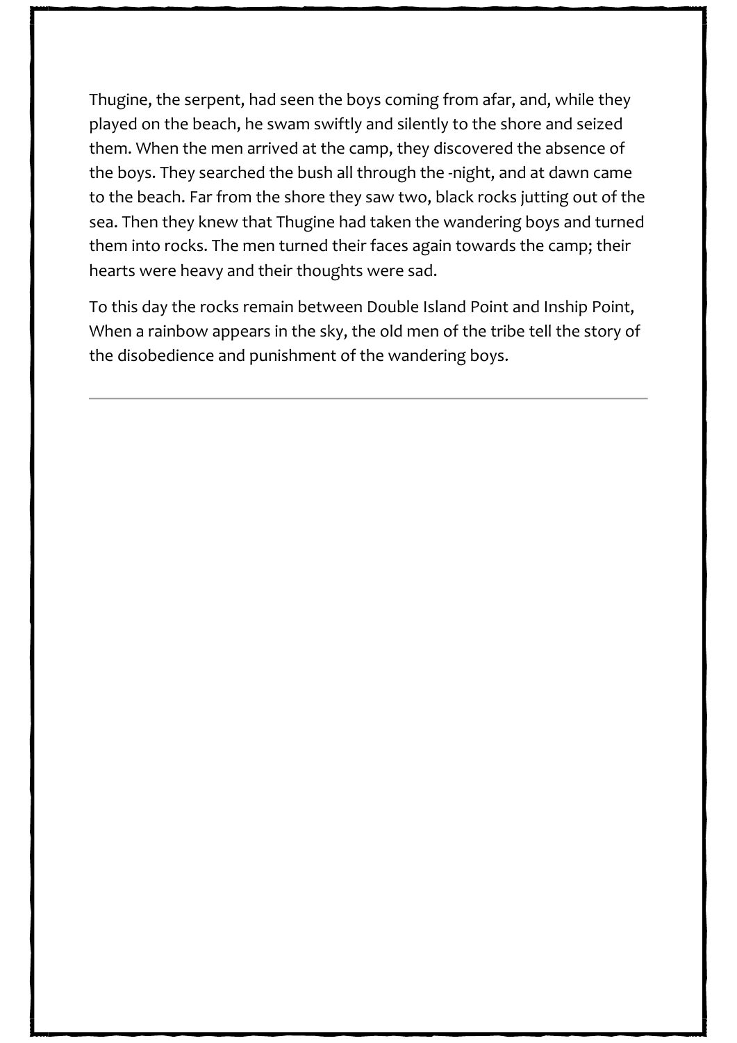Thugine, the serpent, had seen the boys coming from afar, and, while they played on the beach, he swam swiftly and silently to the shore and seized them. When the men arrived at the camp, they discovered the absence of the boys. They searched the bush all through the -night, and at dawn came to the beach. Far from the shore they saw two, black rocks jutting out of the sea. Then they knew that Thugine had taken the wandering boys and turned them into rocks. The men turned their faces again towards the camp; their hearts were heavy and their thoughts were sad.

To this day the rocks remain between Double Island Point and Inship Point, When a rainbow appears in the sky, the old men of the tribe tell the story of the disobedience and punishment of the wandering boys.

---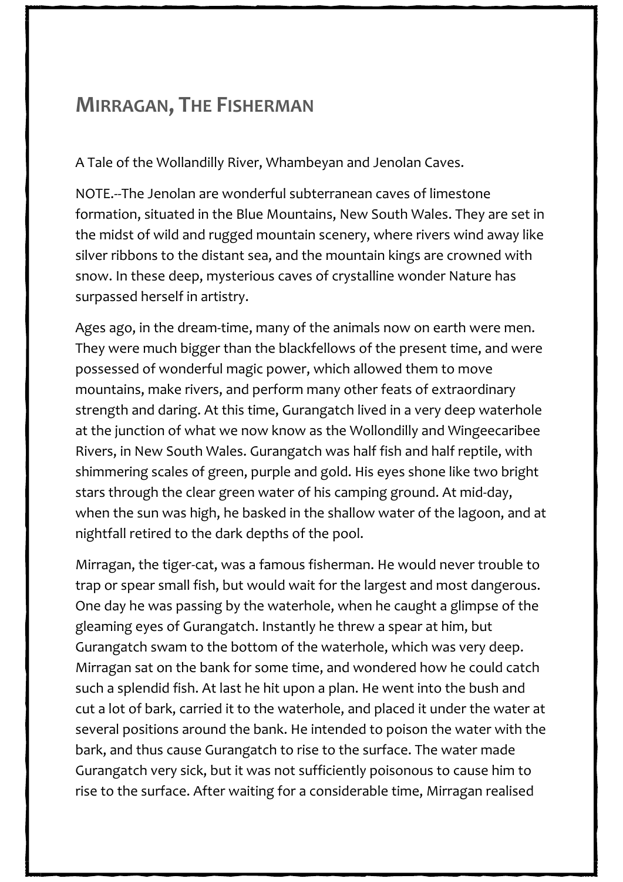## MIRRAGAN, THE FISHERMAN

A Tale of the Wollandilly River, Whambeyan and Jenolan Caves.

NOTE.--The Jenolan are wonderful subterranean caves of limestone formation, situated in the Blue Mountains, New South Wales. They are set in the midst of wild and rugged mountain scenery, where rivers wind away like silver ribbons to the distant sea, and the mountain kings are crowned with snow. In these deep, mysterious caves of crystalline wonder Nature has surpassed herself in artistry.

Ages ago, in the dream-time, many of the animals now on earth were men. They were much bigger than the blackfellows of the present time, and were possessed of wonderful magic power, which allowed them to move mountains, make rivers, and perform many other feats of extraordinary strength and daring. At this time, Gurangatch lived in a very deep waterhole at the junction of what we now know as the Wollondilly and Wingeecaribee Rivers, in New South Wales. Gurangatch was half fish and half reptile, with shimmering scales of green, purple and gold. His eyes shone like two bright stars through the clear green water of his camping ground. At mid-day, when the sun was high, he basked in the shallow water of the lagoon, and at nightfall retired to the dark depths of the pool.

Mirragan, the tiger-cat, was a famous fisherman. He would never trouble to trap or spear small fish, but would wait for the largest and most dangerous. One day he was passing by the waterhole, when he caught a glimpse of the gleaming eyes of Gurangatch. Instantly he threw a spear at him, but Gurangatch swam to the bottom of the waterhole, which was very deep. Mirragan sat on the bank for some time, and wondered how he could catch such a splendid fish. At last he hit upon a plan. He went into the bush and cut a lot of bark, carried it to the waterhole, and placed it under the water at several positions around the bank. He intended to poison the water with the bark, and thus cause Gurangatch to rise to the surface. The water made Gurangatch very sick, but it was not sufficiently poisonous to cause him to rise to the surface. After waiting for a considerable time, Mirragan realised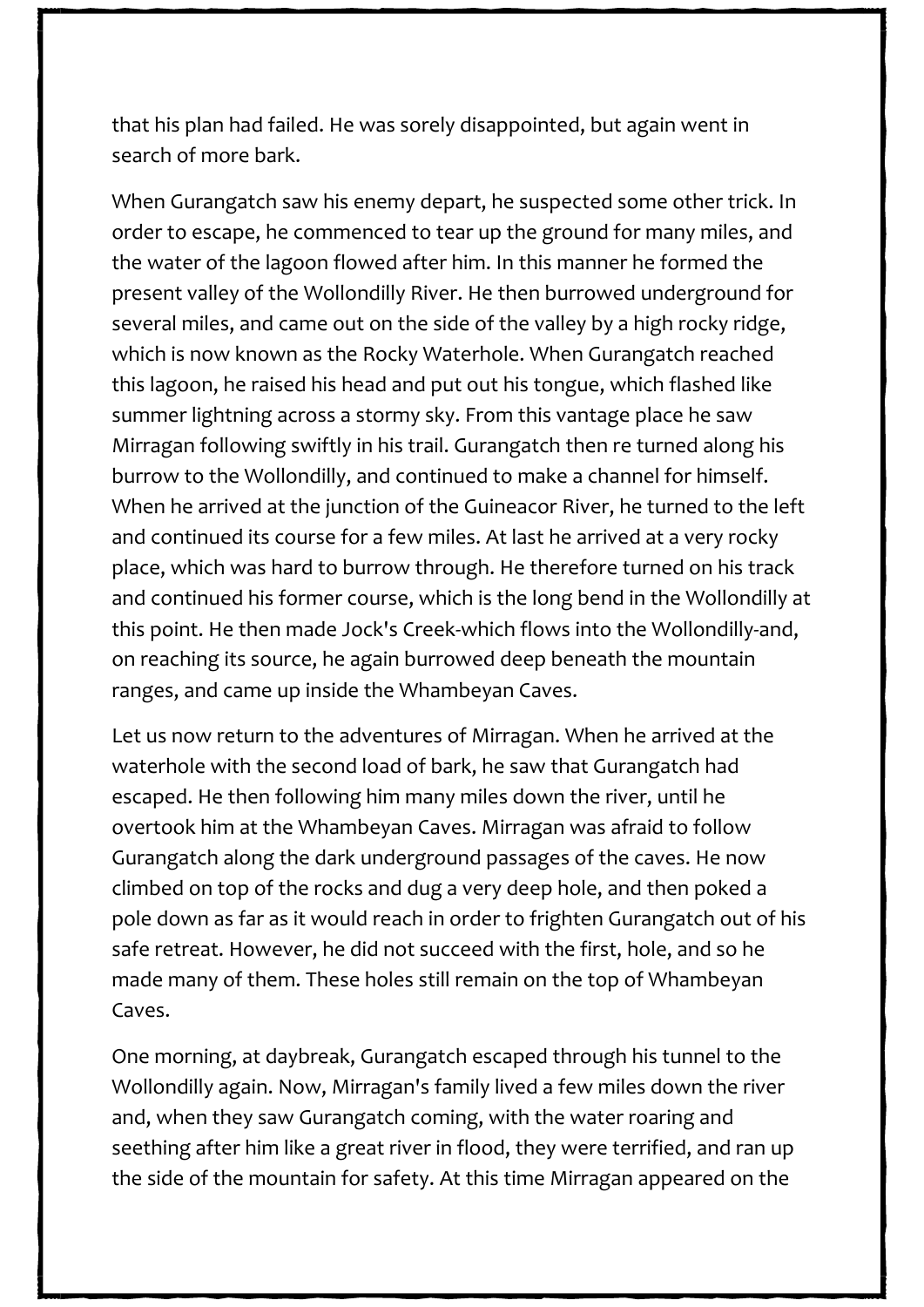that his plan had failed. He was sorely disappointed, but again went in search of more bark.

When Gurangatch saw his enemy depart, he suspected some other trick. In order to escape, he commenced to tear up the ground for many miles, and the water of the lagoon flowed after him. In this manner he formed the present valley of the Wollondilly River. He then burrowed underground for several miles, and came out on the side of the valley by a high rocky ridge, which is now known as the Rocky Waterhole. When Gurangatch reached this lagoon, he raised his head and put out his tongue, which flashed like summer lightning across a stormy sky. From this vantage place he saw Mirragan following swiftly in his trail. Gurangatch then re turned along his burrow to the Wollondilly, and continued to make a channel for himself. When he arrived at the junction of the Guineacor River, he turned to the left and continued its course for a few miles. At last he arrived at a very rocky place, which was hard to burrow through. He therefore turned on his track and continued his former course, which is the long bend in the Wollondilly at this point. He then made Jock's Creek-which flows into the Wollondilly-and, on reaching its source, he again burrowed deep beneath the mountain ranges, and came up inside the Whambeyan Caves.

Let us now return to the adventures of Mirragan. When he arrived at the waterhole with the second load of bark, he saw that Gurangatch had escaped. He then following him many miles down the river, until he overtook him at the Whambeyan Caves. Mirragan was afraid to follow Gurangatch along the dark underground passages of the caves. He now climbed on top of the rocks and dug a very deep hole, and then poked a pole down as far as it would reach in order to frighten Gurangatch out of his safe retreat. However, he did not succeed with the first, hole, and so he made many of them. These holes still remain on the top of Whambeyan Caves.

One morning, at daybreak, Gurangatch escaped through his tunnel to the Wollondilly again. Now, Mirragan's family lived a few miles down the river and, when they saw Gurangatch coming, with the water roaring and seething after him like a great river in flood, they were terrified, and ran up the side of the mountain for safety. At this time Mirragan appeared on the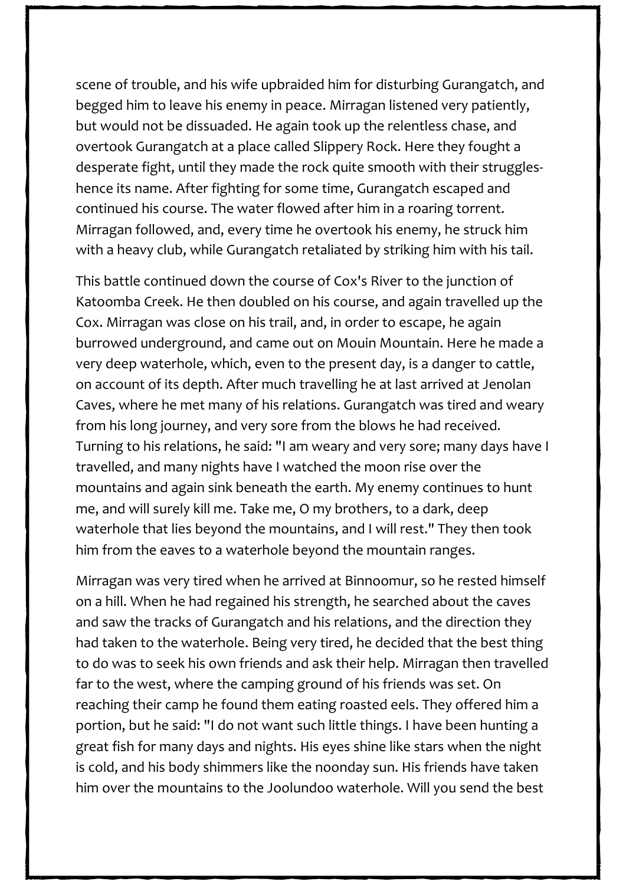scene of trouble, and his wife upbraided him for disturbing Gurangatch, and begged him to leave his enemy in peace. Mirragan listened very patiently, but would not be dissuaded. He again took up the relentless chase, and overtook Gurangatch at a place called Slippery Rock. Here they fought a desperate fight, until they made the rock quite smooth with their struggles-hence its name. After fighting for some time, Gurangatch escaped and continued his course. The water flowed after him in a roaring torrent. Mirragan followed, and, every time he overtook his enemy, he struck him with a heavy club, while Gurangatch retaliated by striking him with his tail.

This battle continued down the course of Cox's River to the junction of Katoomba Creek. He then doubled on his course, and again travelled up the Cox. Mirragan was close on his trail, and, in order to escape, he again burrowed underground, and came out on Mouin Mountain. Here he made a very deep waterhole, which, even to the present day, is a danger to cattle, on account of its depth. After much travelling he at last arrived at Jenolan Caves, where he met many of his relations. Gurangatch was tired and weary from his long journey, and very sore from the blows he had received. Turning to his relations, he said: "I am weary and very sore; many days have I travelled, and many nights have I watched the moon rise over the mountains and again sink beneath the earth. My enemy continues to hunt me, and will surely kill me. Take me, O my brothers, to a dark, deep waterhole that lies beyond the mountains, and I will rest." They then took him from the eaves to a waterhole beyond the mountain ranges.

Mirragan was very tired when he arrived at Binnoomur, so he rested himself on a hill. When he had regained his strength, he searched about the caves and saw the tracks of Gurangatch and his relations, and the direction they had taken to the waterhole. Being very tired, he decided that the best thing to do was to seek his own friends and ask their help. Mirragan then travelled far to the west, where the camping ground of his friends was set. On reaching their camp he found them eating roasted eels. They offered him a portion, but he said: "I do not want such little things. I have been hunting a great fish for many days and nights. His eyes shine like stars when the night is cold, and his body shimmers like the noonday sun. His friends have taken him over the mountains to the Joolundoo waterhole. Will you send the best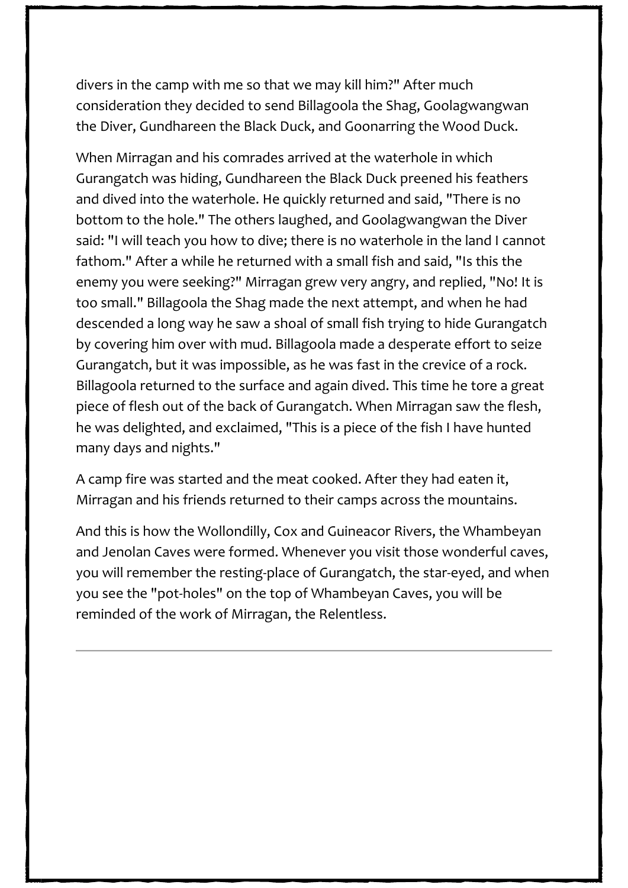divers in the camp with me so that we may kill him?" After much consideration they decided to send Billagoola the Shag, Goolagwangwan the Diver, Gundhareen the Black Duck, and Goonarring the Wood Duck.

When Mirragan and his comrades arrived at the waterhole in which Gurangatch was hiding, Gundhareen the Black Duck preened his feathers and dived into the waterhole. He quickly returned and said, "There is no bottom to the hole." The others laughed, and Goolagwangwan the Diver said: "I will teach you how to dive; there is no waterhole in the land I cannot fathom." After a while he returned with a small fish and said, "Is this the enemy you were seeking?" Mirragan grew very angry, and replied, "No! It is too small." Billagoola the Shag made the next attempt, and when he had descended a long way he saw a shoal of small fish trying to hide Gurangatch by covering him over with mud. Billagoola made a desperate effort to seize Gurangatch, but it was impossible, as he was fast in the crevice of a rock. Billagoola returned to the surface and again dived. This time he tore a great piece of flesh out of the back of Gurangatch. When Mirragan saw the flesh, he was delighted, and exclaimed, "This is a piece of the fish I have hunted many days and nights."

A camp fire was started and the meat cooked. After they had eaten it, Mirragan and his friends returned to their camps across the mountains.

And this is how the Wollondilly, Cox and Guineacor Rivers, the Whambeyan and Jenolan Caves were formed. Whenever you visit those wonderful caves, you will remember the resting-place of Gurangatch, the star-eyed, and when you see the "pot-holes" on the top of Whambeyan Caves, you will be reminded of the work of Mirragan, the Relentless.

---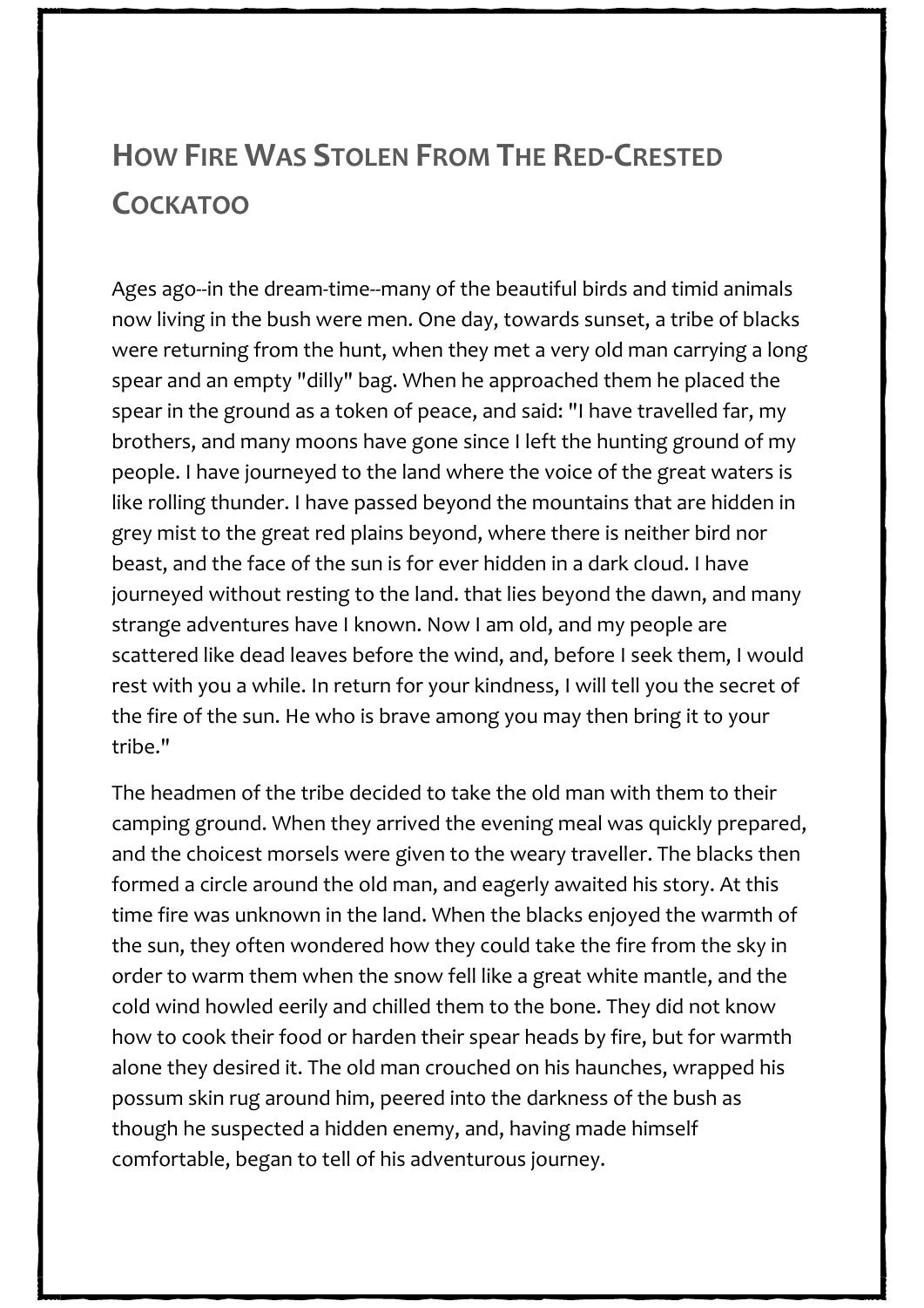## How Fire Was Stolen From The Red-Crested Cockatoo

Ages ago--in the dream-time--many of the beautiful birds and timid animals now living in the bush were men. One day, towards sunset, a tribe of blacks were returning from the hunt, when they met a very old man carrying a long spear and an empty "dilly" bag. When he approached them he placed the spear in the ground as a token of peace, and said: "I have travelled far, my brothers, and many moons have gone since I left the hunting ground of my people. I have journeyed to the land where the voice of the great waters is like rolling thunder. I have passed beyond the mountains that are hidden in grey mist to the great red plains beyond, where there is neither bird nor beast, and the face of the sun is for ever hidden in a dark cloud. I have journeyed without resting to the land. that lies beyond the dawn, and many strange adventures have I known. Now I am old, and my people are scattered like dead leaves before the wind, and, before I seek them, I would rest with you a while. In return for your kindness, I will tell you the secret of the fire of the sun. He who is brave among you may then bring it to your tribe."

The headmen of the tribe decided to take the old man with them to their camping ground. When they arrived the evening meal was quickly prepared, and the choicest morsels were given to the weary traveller. The blacks then formed a circle around the old man, and eagerly awaited his story. At this time fire was unknown in the land. When the blacks enjoyed the warmth of the sun, they often wondered how they could take the fire from the sky in order to warm them when the snow fell like a great white mantle, and the cold wind howled eerily and chilled them to the bone. They did not know how to cook their food or harden their spear heads by fire, but for warmth alone they desired it. The old man crouched on his haunches, wrapped his possum skin rug around him, peered into the darkness of the bush as though he suspected a hidden enemy, and, having made himself comfortable, began to tell of his adventurous journey.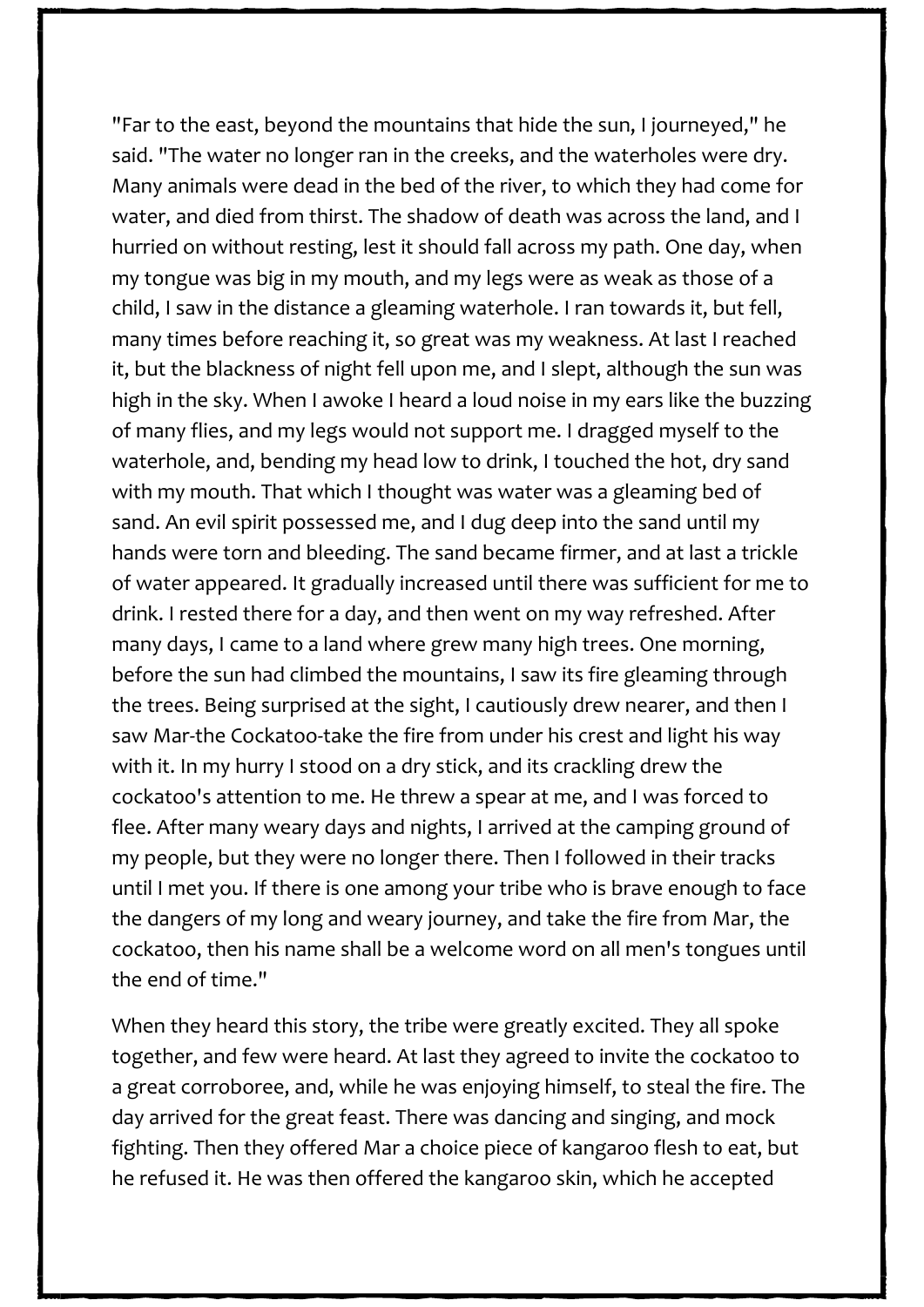"Far to the east, beyond the mountains that hide the sun, I journeyed," he said. "The water no longer ran in the creeks, and the waterholes were dry. Many animals were dead in the bed of the river, to which they had come for water, and died from thirst. The shadow of death was across the land, and I hurried on without resting, lest it should fall across my path. One day, when my tongue was big in my mouth, and my legs were as weak as those of a child, I saw in the distance a gleaming waterhole. I ran towards it, but fell, many times before reaching it, so great was my weakness. At last I reached it, but the blackness of night fell upon me, and I slept, although the sun was high in the sky. When I awoke I heard a loud noise in my ears like the buzzing of many flies, and my legs would not support me. I dragged myself to the waterhole, and, bending my head low to drink, I touched the hot, dry sand with my mouth. That which I thought was water was a gleaming bed of sand. An evil spirit possessed me, and I dug deep into the sand until my hands were torn and bleeding. The sand became firmer, and at last a trickle of water appeared. It gradually increased until there was sufficient for me to drink. I rested there for a day, and then went on my way refreshed. After many days, I came to a land where grew many high trees. One morning, before the sun had climbed the mountains, I saw its fire gleaming through the trees. Being surprised at the sight, I cautiously drew nearer, and then I saw Mar-the Cockatoo-take the fire from under his crest and light his way with it. In my hurry I stood on a dry stick, and its crackling drew the cockatoo's attention to me. He threw a spear at me, and I was forced to flee. After many weary days and nights, I arrived at the camping ground of my people, but they were no longer there. Then I followed in their tracks until I met you. If there is one among your tribe who is brave enough to face the dangers of my long and weary journey, and take the fire from Mar, the cockatoo, then his name shall be a welcome word on all men's tongues until the end of time."

When they heard this story, the tribe were greatly excited. They all spoke together, and few were heard. At last they agreed to invite the cockatoo to a great corroboree, and, while he was enjoying himself, to steal the fire. The day arrived for the great feast. There was dancing and singing, and mock fighting. Then they offered Mar a choice piece of kangaroo flesh to eat, but he refused it. He was then offered the kangaroo skin, which he accepted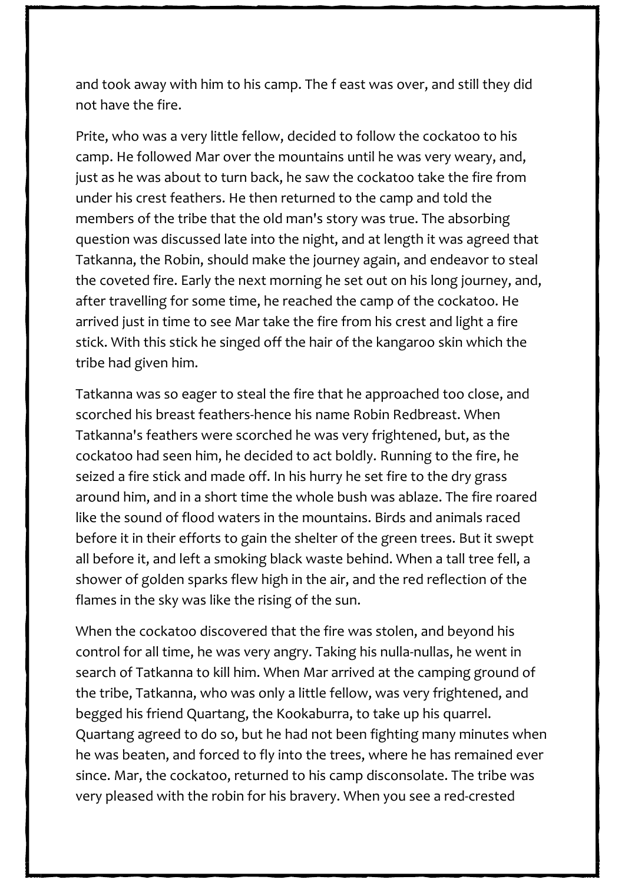and took away with him to his camp. The f east was over, and still they did not have the fire.

Prite, who was a very little fellow, decided to follow the cockatoo to his camp. He followed Mar over the mountains until he was very weary, and, just as he was about to turn back, he saw the cockatoo take the fire from under his crest feathers. He then returned to the camp and told the members of the tribe that the old man's story was true. The absorbing question was discussed late into the night, and at length it was agreed that Tatkanna, the Robin, should make the journey again, and endeavor to steal the coveted fire. Early the next morning he set out on his long journey, and, after travelling for some time, he reached the camp of the cockatoo. He arrived just in time to see Mar take the fire from his crest and light a fire stick. With this stick he singed off the hair of the kangaroo skin which the tribe had given him.

Tatkanna was so eager to steal the fire that he approached too close, and scorched his breast feathers-hence his name Robin Redbreast. When Tatkanna's feathers were scorched he was very frightened, but, as the cockatoo had seen him, he decided to act boldly. Running to the fire, he seized a fire stick and made off. In his hurry he set fire to the dry grass around him, and in a short time the whole bush was ablaze. The fire roared like the sound of flood waters in the mountains. Birds and animals raced before it in their efforts to gain the shelter of the green trees. But it swept all before it, and left a smoking black waste behind. When a tall tree fell, a shower of golden sparks flew high in the air, and the red reflection of the flames in the sky was like the rising of the sun.

When the cockatoo discovered that the fire was stolen, and beyond his control for all time, he was very angry. Taking his nulla-nullas, he went in search of Tatkanna to kill him. When Mar arrived at the camping ground of the tribe, Tatkanna, who was only a little fellow, was very frightened, and begged his friend Quartang, the Kookaburra, to take up his quarrel. Quartang agreed to do so, but he had not been fighting many minutes when he was beaten, and forced to fly into the trees, where he has remained ever since. Mar, the cockatoo, returned to his camp disconsolate. The tribe was very pleased with the robin for his bravery. When you see a red-crested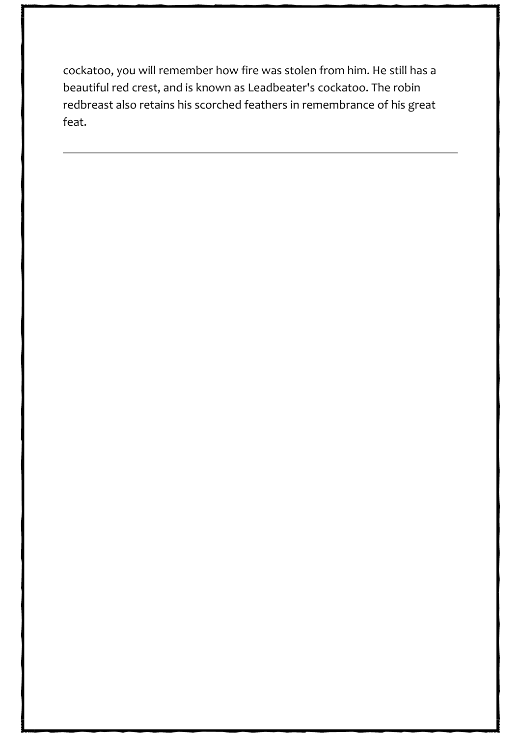cockatoo, you will remember how fire was stolen from him. He still has a beautiful red crest, and is known as Leadbeater's cockatoo. The robin redbreast also retains his scorched feathers in remembrance of his great feat.

---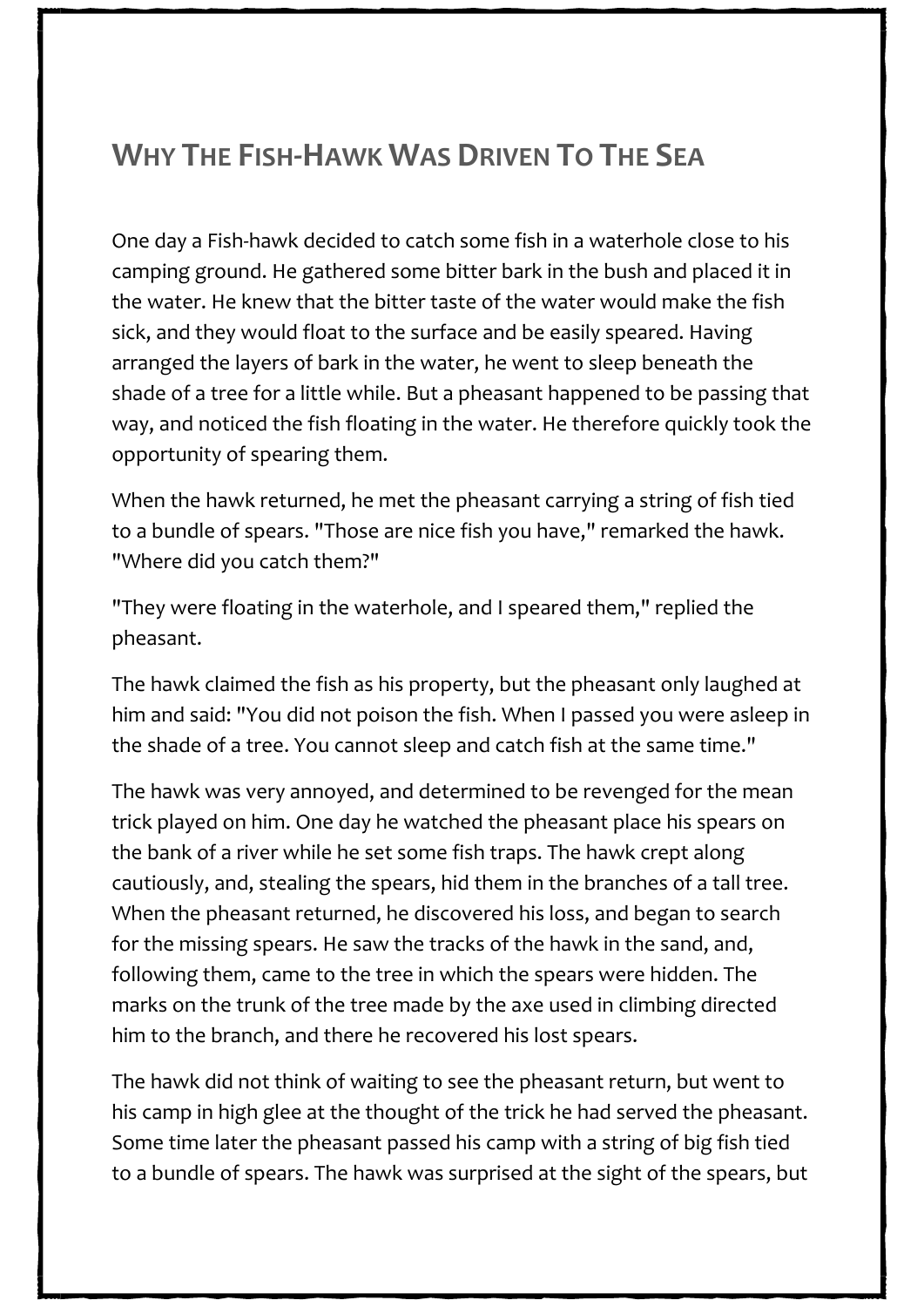## Why The Fish-Hawk Was Driven To The Sea

One day a Fish-hawk decided to catch some fish in a waterhole close to his camping ground. He gathered some bitter bark in the bush and placed it in the water. He knew that the bitter taste of the water would make the fish sick, and they would float to the surface and be easily speared. Having arranged the layers of bark in the water, he went to sleep beneath the shade of a tree for a little while. But a pheasant happened to be passing that way, and noticed the fish floating in the water. He therefore quickly took the opportunity of spearing them.

When the hawk returned, he met the pheasant carrying a string of fish tied to a bundle of spears. "Those are nice fish you have," remarked the hawk. "Where did you catch them?"

"They were floating in the waterhole, and I speared them," replied the pheasant.

The hawk claimed the fish as his property, but the pheasant only laughed at him and said: "You did not poison the fish. When I passed you were asleep in the shade of a tree. You cannot sleep and catch fish at the same time."

The hawk was very annoyed, and determined to be revenged for the mean trick played on him. One day he watched the pheasant place his spears on the bank of a river while he set some fish traps. The hawk crept along cautiously, and, stealing the spears, hid them in the branches of a tall tree. When the pheasant returned, he discovered his loss, and began to search for the missing spears. He saw the tracks of the hawk in the sand, and, following them, came to the tree in which the spears were hidden. The marks on the trunk of the tree made by the axe used in climbing directed him to the branch, and there he recovered his lost spears.

The hawk did not think of waiting to see the pheasant return, but went to his camp in high glee at the thought of the trick he had served the pheasant. Some time later the pheasant passed his camp with a string of big fish tied to a bundle of spears. The hawk was surprised at the sight of the spears, but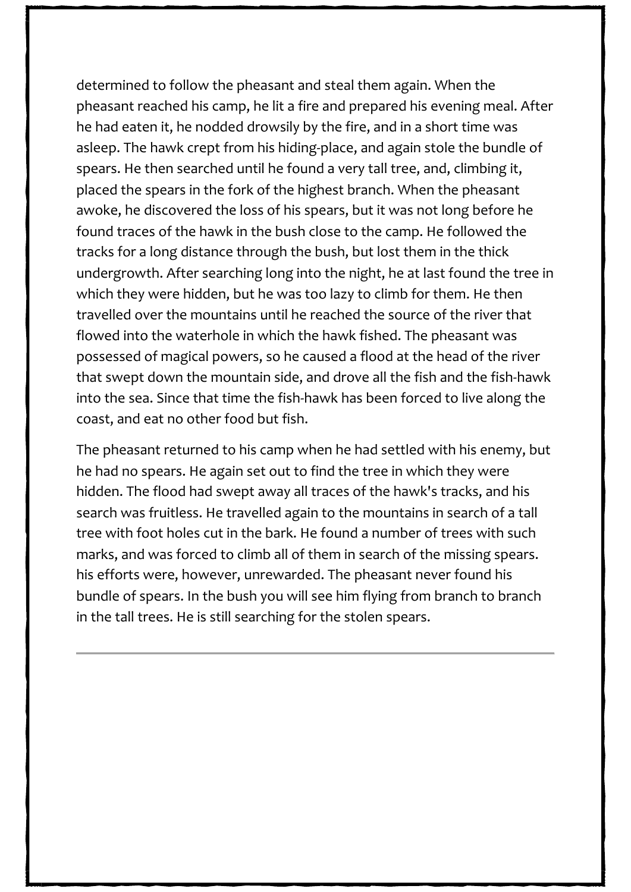determined to follow the pheasant and steal them again. When the pheasant reached his camp, he lit a fire and prepared his evening meal. After he had eaten it, he nodded drowsily by the fire, and in a short time was asleep. The hawk crept from his hiding-place, and again stole the bundle of spears. He then searched until he found a very tall tree, and, climbing it, placed the spears in the fork of the highest branch. When the pheasant awoke, he discovered the loss of his spears, but it was not long before he found traces of the hawk in the bush close to the camp. He followed the tracks for a long distance through the bush, but lost them in the thick undergrowth. After searching long into the night, he at last found the tree in which they were hidden, but he was too lazy to climb for them. He then travelled over the mountains until he reached the source of the river that flowed into the waterhole in which the hawk fished. The pheasant was possessed of magical powers, so he caused a flood at the head of the river that swept down the mountain side, and drove all the fish and the fish-hawk into the sea. Since that time the fish-hawk has been forced to live along the coast, and eat no other food but fish.

The pheasant returned to his camp when he had settled with his enemy, but he had no spears. He again set out to find the tree in which they were hidden. The flood had swept away all traces of the hawk's tracks, and his search was fruitless. He travelled again to the mountains in search of a tall tree with foot holes cut in the bark. He found a number of trees with such marks, and was forced to climb all of them in search of the missing spears. his efforts were, however, unrewarded. The pheasant never found his bundle of spears. In the bush you will see him flying from branch to branch in the tall trees. He is still searching for the stolen spears.

---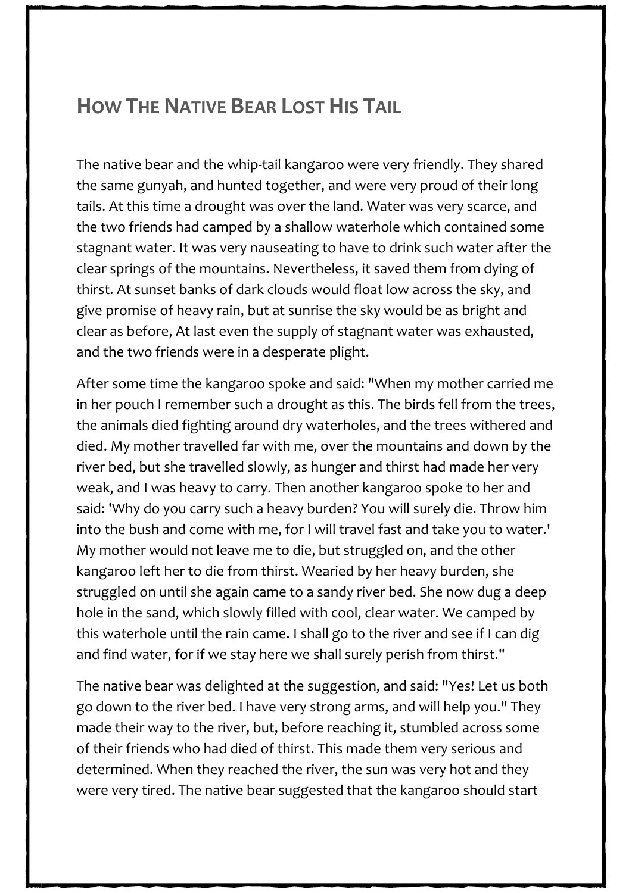## How The Native Bear Lost His Tail

The native bear and the whip-tail kangaroo were very friendly. They shared the same gunyah, and hunted together, and were very proud of their long tails. At this time a drought was over the land. Water was very scarce, and the two friends had camped by a shallow waterhole which contained some stagnant water. It was very nauseating to have to drink such water after the clear springs of the mountains. Nevertheless, it saved them from dying of thirst. At sunset banks of dark clouds would float low across the sky, and give promise of heavy rain, but at sunrise the sky would be as bright and clear as before, At last even the supply of stagnant water was exhausted, and the two friends were in a desperate plight.

After some time the kangaroo spoke and said: "When my mother carried me in her pouch I remember such a drought as this. The birds fell from the trees, the animals died fighting around dry waterholes, and the trees withered and died. My mother travelled far with me, over the mountains and down by the river bed, but she travelled slowly, as hunger and thirst had made her very weak, and I was heavy to carry. Then another kangaroo spoke to her and said: 'Why do you carry such a heavy burden? You will surely die. Throw him into the bush and come with me, for I will travel fast and take you to water.' My mother would not leave me to die, but struggled on, and the other kangaroo left her to die from thirst. Wearied by her heavy burden, she struggled on until she again came to a sandy river bed. She now dug a deep hole in the sand, which slowly filled with cool, clear water. We camped by this waterhole until the rain came. I shall go to the river and see if I can dig and find water, for if we stay here we shall surely perish from thirst."

The native bear was delighted at the suggestion, and said: "Yes! Let us both go down to the river bed. I have very strong arms, and will help you." They made their way to the river, but, before reaching it, stumbled across some of their friends who had died of thirst. This made them very serious and determined. When they reached the river, the sun was very hot and they were very tired. The native bear suggested that the kangaroo should start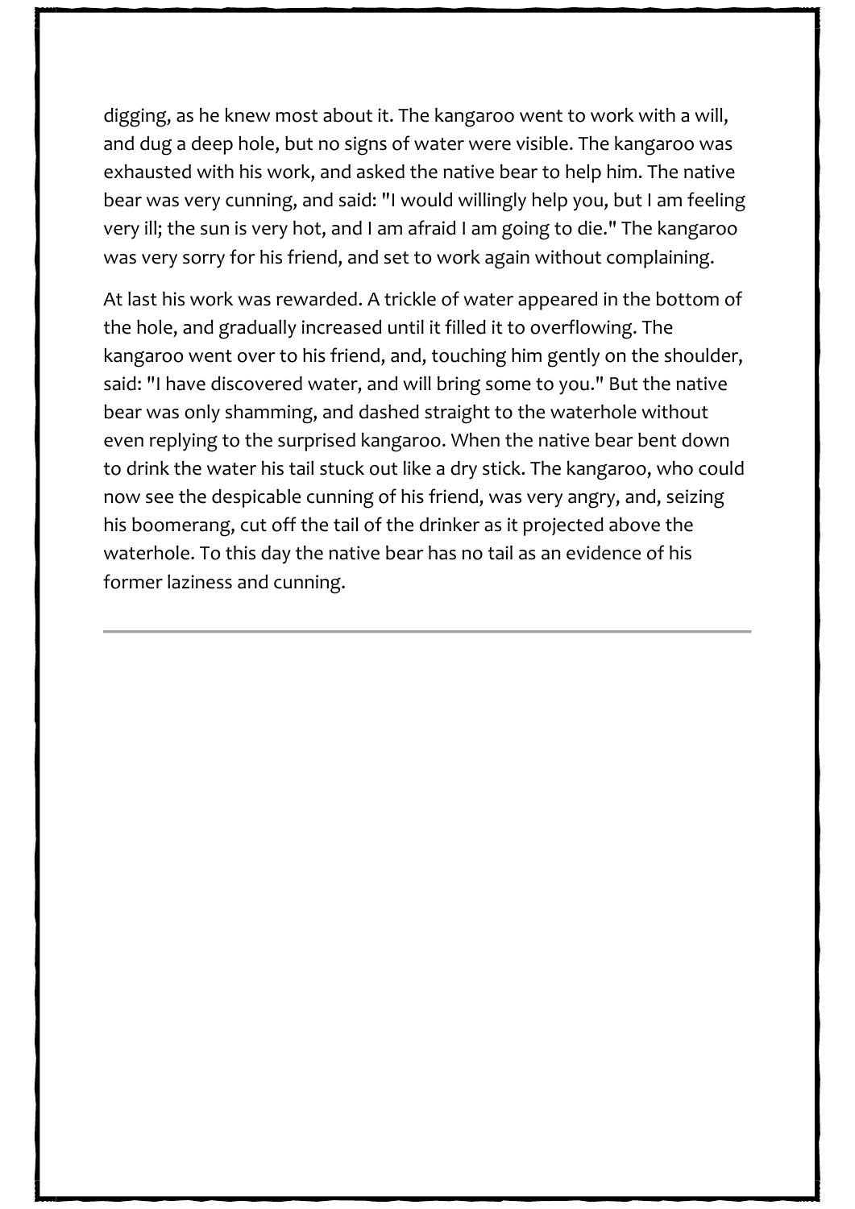digging, as he knew most about it. The kangaroo went to work with a will, and dug a deep hole, but no signs of water were visible. The kangaroo was exhausted with his work, and asked the native bear to help him. The native bear was very cunning, and said: "I would willingly help you, but I am feeling very ill; the sun is very hot, and I am afraid I am going to die." The kangaroo was very sorry for his friend, and set to work again without complaining.

At last his work was rewarded. A trickle of water appeared in the bottom of the hole, and gradually increased until it filled it to overflowing. The kangaroo went over to his friend, and, touching him gently on the shoulder, said: "I have discovered water, and will bring some to you." But the native bear was only shamming, and dashed straight to the waterhole without even replying to the surprised kangaroo. When the native bear bent down to drink the water his tail stuck out like a dry stick. The kangaroo, who could now see the despicable cunning of his friend, was very angry, and, seizing his boomerang, cut off the tail of the drinker as it projected above the waterhole. To this day the native bear has no tail as an evidence of his former laziness and cunning.

---